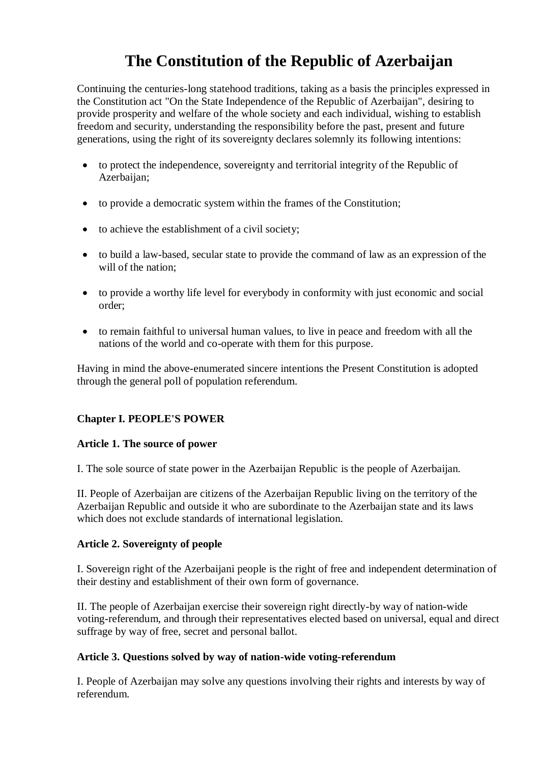# The Constitution of the Republic of Azerbaijan

Continuing the centuries-long statehood traditions, taking as a basis the principles expressed in the Constitution act "On the State Independence of the Republic of Azerbaijan", desiring to provide prosperity and welfare of the whole society and each individual, wishing to establish freedom and security, understanding the responsibility before the past, present and future generations, using the right of its sovereignty declares solemnly its following intentions:

- to protect the independence, sovereignty and territorial integrity of the Republic of Azerbaijan;
- to provide a democratic system within the frames of the Constitution;
- to achieve the establishment of a civil society;
- to build a law-based, secular state to provide the command of law as an expression of the will of the nation;
- to provide a worthy life level for everybody in conformity with just economic and social order;
- to remain faithful to universal human values, to live in peace and freedom with all the nations of the world and co-operate with them for this purpose.

Having in mind the above-enumerated sincere intentions the Present Constitution is adopted through the general poll of population referendum.

## Chapter I. PEOPLE'S POWER

### Article 1. The source of power

I. The sole source of state power in the Azerbaijan Republic is the people of Azerbaijan.

II. People of Azerbaijan are citizens of the Azerbaijan Republic living on the territory of the Azerbaijan Republic and outside it who are subordinate to the Azerbaijan state and its laws which does not exclude standards of international legislation.

### Article 2. Sovereignty of people

I. Sovereign right of the Azerbaijani people is the right of free and independent determination of their destiny and establishment of their own form of governance.

II. The people of Azerbaijan exercise their sovereign right directly-by way of nation-wide voting-referendum, and through their representatives elected based on universal, equal and direct suffrage by way of free, secret and personal ballot.

### Article 3. Questions solved by way of nation-wide voting-referendum

I. People of Azerbaijan may solve any questions involving their rights and interests by way of referendum.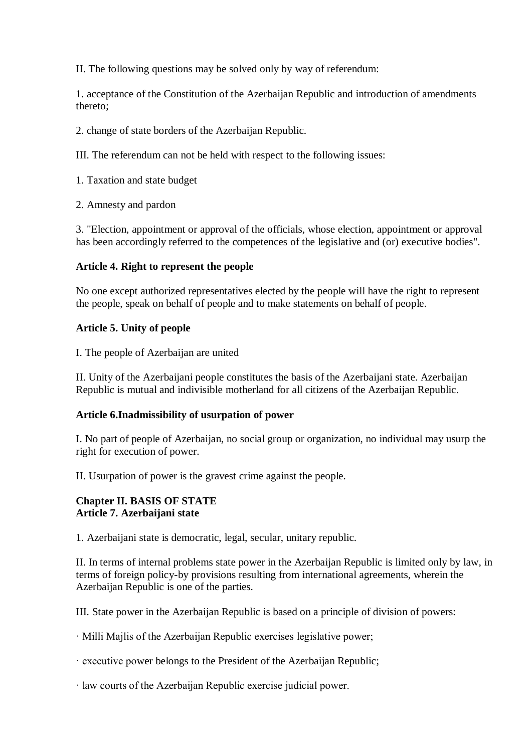II. The following questions may be solved only by way of referendum:

1. acceptance of the Constitution of the Azerbaijan Republic and introduction of amendments thereto;

2. change of state borders of the Azerbaijan Republic.

III. The referendum can not be held with respect to the following issues:

1. Taxation and state budget

2. Amnesty and pardon

3. "Election, appointment or approval of the officials, whose election, appointment or approval has been accordingly referred to the competences of the legislative and (or) executive bodies".

**Article 4. Right to represent the people**

No one except authorized representatives elected by the people will have the right to represent the people, speak on behalf of people and to make statements on behalf of people.

**Article 5. Unity of people**

I. The people of Azerbaijan are united

II. Unity of the Azerbaijani people constitutes the basis of the Azerbaijani state. Azerbaijan Republic is mutual and indivisible motherland for all citizens of the Azerbaijan Republic.

**Article 6.Inadmissibility of usurpation of power**

I. No part of people of Azerbaijan, no social group or organization, no individual may usurp the right for execution of power.

II. Usurpation of power is the gravest crime against the people.

**Chapter II. BASIS OF STATE**
**Article 7. Azerbaijani state**

1. Azerbaijani state is democratic, legal, secular, unitary republic.

II. In terms of internal problems state power in the Azerbaijan Republic is limited only by law, in terms of foreign policy-by provisions resulting from international agreements, wherein the Azerbaijan Republic is one of the parties.

III. State power in the Azerbaijan Republic is based on a principle of division of powers:

· Milli Majlis of the Azerbaijan Republic exercises legislative power;

· executive power belongs to the President of the Azerbaijan Republic;

· law courts of the Azerbaijan Republic exercise judicial power.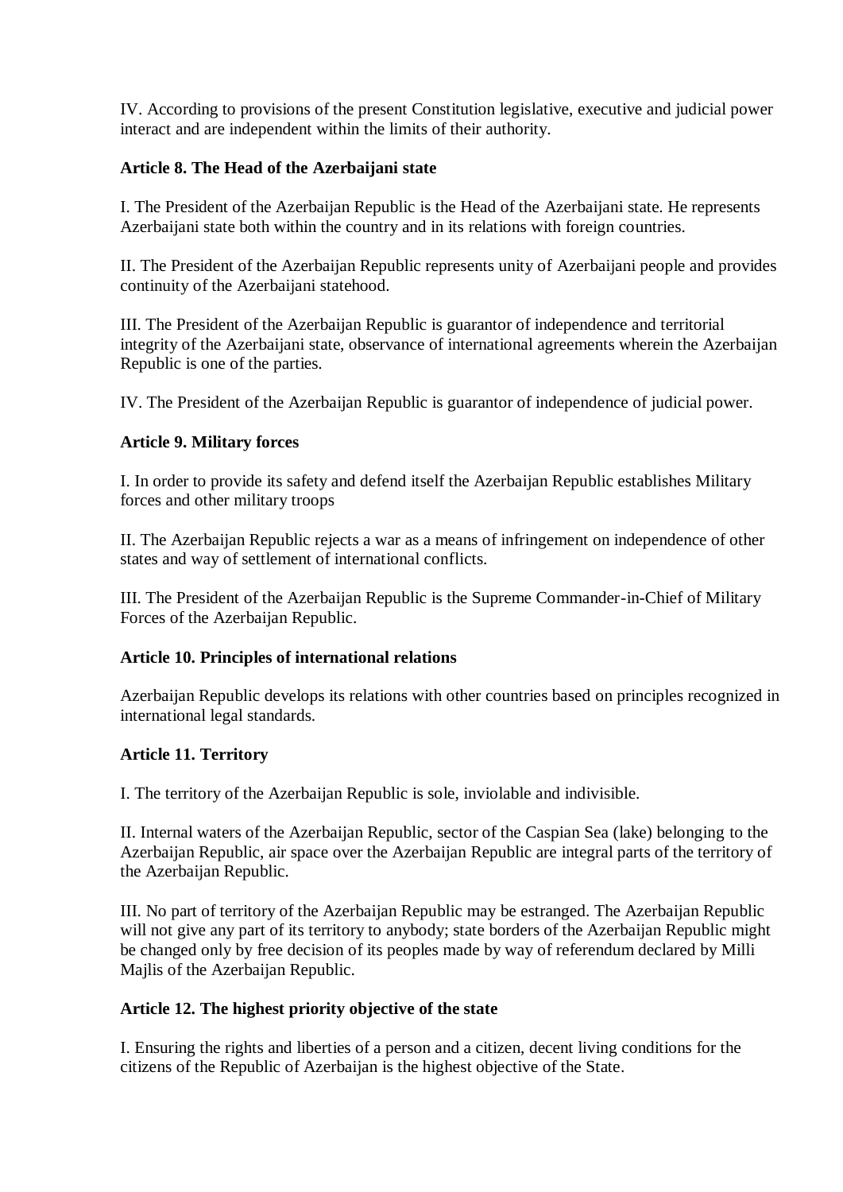IV. According to provisions of the present Constitution legislative, executive and judicial power interact and are independent within the limits of their authority.

**Article 8. The Head of the Azerbaijani state**

I. The President of the Azerbaijan Republic is the Head of the Azerbaijani state. He represents Azerbaijani state both within the country and in its relations with foreign countries.

II. The President of the Azerbaijan Republic represents unity of Azerbaijani people and provides continuity of the Azerbaijani statehood.

III. The President of the Azerbaijan Republic is guarantor of independence and territorial integrity of the Azerbaijani state, observance of international agreements wherein the Azerbaijan Republic is one of the parties.

IV. The President of the Azerbaijan Republic is guarantor of independence of judicial power.

**Article 9. Military forces**

I. In order to provide its safety and defend itself the Azerbaijan Republic establishes Military forces and other military troops

II. The Azerbaijan Republic rejects a war as a means of infringement on independence of other states and way of settlement of international conflicts.

III. The President of the Azerbaijan Republic is the Supreme Commander-in-Chief of Military Forces of the Azerbaijan Republic.

**Article 10. Principles of international relations**

Azerbaijan Republic develops its relations with other countries based on principles recognized in international legal standards.

**Article 11. Territory**

I. The territory of the Azerbaijan Republic is sole, inviolable and indivisible.

II. Internal waters of the Azerbaijan Republic, sector of the Caspian Sea (lake) belonging to the Azerbaijan Republic, air space over the Azerbaijan Republic are integral parts of the territory of the Azerbaijan Republic.

III. No part of territory of the Azerbaijan Republic may be estranged. The Azerbaijan Republic will not give any part of its territory to anybody; state borders of the Azerbaijan Republic might be changed only by free decision of its peoples made by way of referendum declared by Milli Majlis of the Azerbaijan Republic.

**Article 12. The highest priority objective of the state**

I. Ensuring the rights and liberties of a person and a citizen, decent living conditions for the citizens of the Republic of Azerbaijan is the highest objective of the State.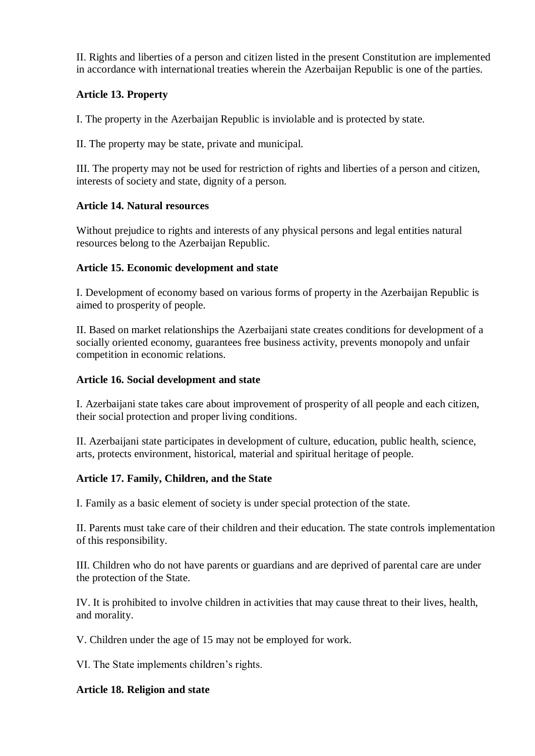II. Rights and liberties of a person and citizen listed in the present Constitution are implemented in accordance with international treaties wherein the Azerbaijan Republic is one of the parties.

**Article 13. Property**

I. The property in the Azerbaijan Republic is inviolable and is protected by state.

II. The property may be state, private and municipal.

III. The property may not be used for restriction of rights and liberties of a person and citizen, interests of society and state, dignity of a person.

**Article 14. Natural resources**

Without prejudice to rights and interests of any physical persons and legal entities natural resources belong to the Azerbaijan Republic.

**Article 15. Economic development and state**

I. Development of economy based on various forms of property in the Azerbaijan Republic is aimed to prosperity of people.

II. Based on market relationships the Azerbaijani state creates conditions for development of a socially oriented economy, guarantees free business activity, prevents monopoly and unfair competition in economic relations.

**Article 16. Social development and state**

I. Azerbaijani state takes care about improvement of prosperity of all people and each citizen, their social protection and proper living conditions.

II. Azerbaijani state participates in development of culture, education, public health, science, arts, protects environment, historical, material and spiritual heritage of people.

**Article 17. Family, Children, and the State**

I. Family as a basic element of society is under special protection of the state.

II. Parents must take care of their children and their education. The state controls implementation of this responsibility.

III. Children who do not have parents or guardians and are deprived of parental care are under the protection of the State.

IV. It is prohibited to involve children in activities that may cause threat to their lives, health, and morality.

V. Children under the age of 15 may not be employed for work.

VI. The State implements children's rights.

**Article 18. Religion and state**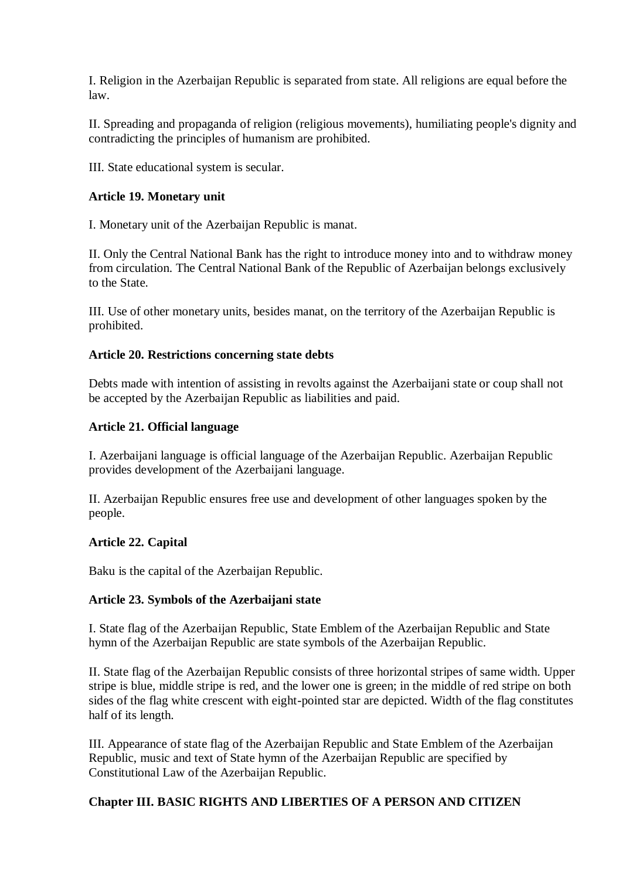I. Religion in the Azerbaijan Republic is separated from state. All religions are equal before the law.

II. Spreading and propaganda of religion (religious movements), humiliating people's dignity and contradicting the principles of humanism are prohibited.

III. State educational system is secular.

**Article 19. Monetary unit**

I. Monetary unit of the Azerbaijan Republic is manat.

II. Only the Central National Bank has the right to introduce money into and to withdraw money from circulation. The Central National Bank of the Republic of Azerbaijan belongs exclusively to the State.

III. Use of other monetary units, besides manat, on the territory of the Azerbaijan Republic is prohibited.

**Article 20. Restrictions concerning state debts**

Debts made with intention of assisting in revolts against the Azerbaijani state or coup shall not be accepted by the Azerbaijan Republic as liabilities and paid.

**Article 21. Official language**

I. Azerbaijani language is official language of the Azerbaijan Republic. Azerbaijan Republic provides development of the Azerbaijani language.

II. Azerbaijan Republic ensures free use and development of other languages spoken by the people.

**Article 22. Capital**

Baku is the capital of the Azerbaijan Republic.

**Article 23. Symbols of the Azerbaijani state**

I. State flag of the Azerbaijan Republic, State Emblem of the Azerbaijan Republic and State hymn of the Azerbaijan Republic are state symbols of the Azerbaijan Republic.

II. State flag of the Azerbaijan Republic consists of three horizontal stripes of same width. Upper stripe is blue, middle stripe is red, and the lower one is green; in the middle of red stripe on both sides of the flag white crescent with eight-pointed star are depicted. Width of the flag constitutes half of its length.

III. Appearance of state flag of the Azerbaijan Republic and State Emblem of the Azerbaijan Republic, music and text of State hymn of the Azerbaijan Republic are specified by Constitutional Law of the Azerbaijan Republic.

## Chapter III. BASIC RIGHTS AND LIBERTIES OF A PERSON AND CITIZEN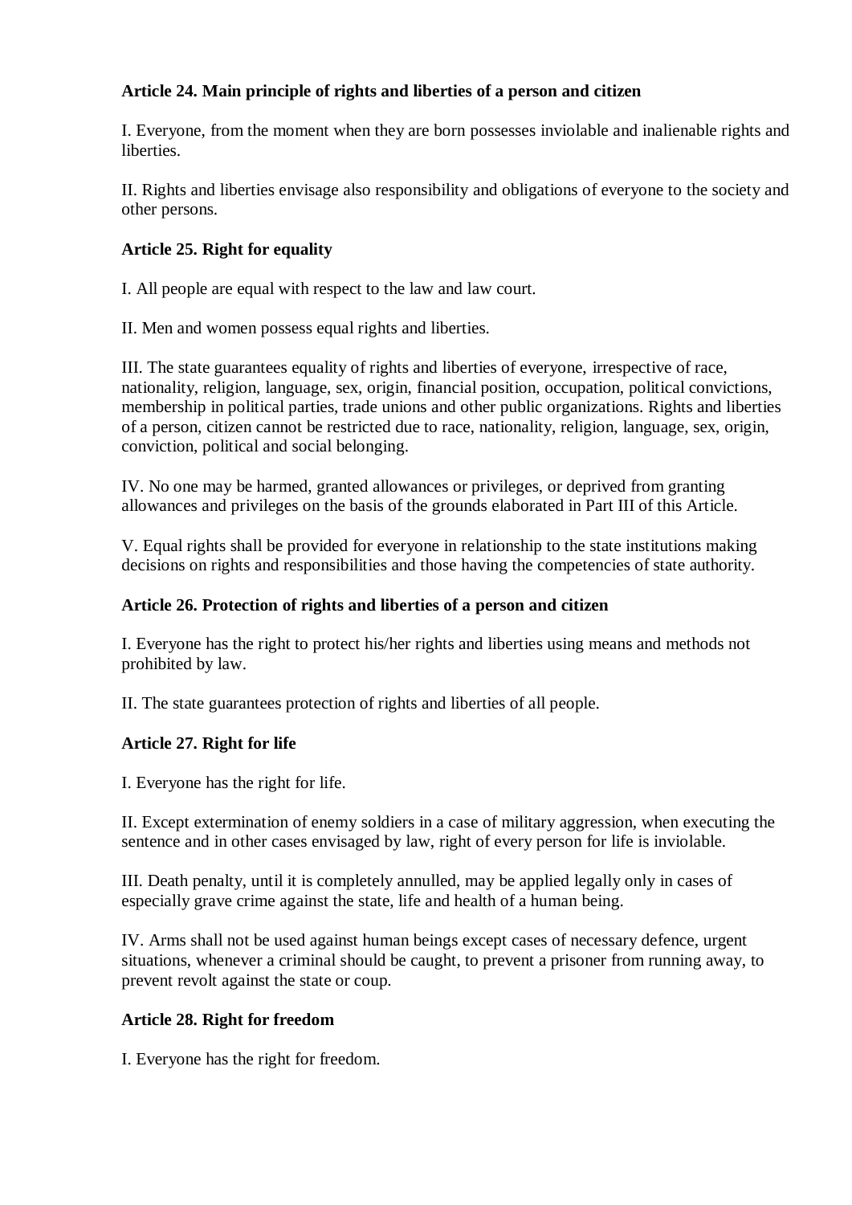**Article 24. Main principle of rights and liberties of a person and citizen**

I. Everyone, from the moment when they are born possesses inviolable and inalienable rights and liberties.

II. Rights and liberties envisage also responsibility and obligations of everyone to the society and other persons.

**Article 25. Right for equality**

I. All people are equal with respect to the law and law court.

II. Men and women possess equal rights and liberties.

III. The state guarantees equality of rights and liberties of everyone, irrespective of race, nationality, religion, language, sex, origin, financial position, occupation, political convictions, membership in political parties, trade unions and other public organizations. Rights and liberties of a person, citizen cannot be restricted due to race, nationality, religion, language, sex, origin, conviction, political and social belonging.

IV. No one may be harmed, granted allowances or privileges, or deprived from granting allowances and privileges on the basis of the grounds elaborated in Part III of this Article.

V. Equal rights shall be provided for everyone in relationship to the state institutions making decisions on rights and responsibilities and those having the competencies of state authority.

**Article 26. Protection of rights and liberties of a person and citizen**

I. Everyone has the right to protect his/her rights and liberties using means and methods not prohibited by law.

II. The state guarantees protection of rights and liberties of all people.

**Article 27. Right for life**

I. Everyone has the right for life.

II. Except extermination of enemy soldiers in a case of military aggression, when executing the sentence and in other cases envisaged by law, right of every person for life is inviolable.

III. Death penalty, until it is completely annulled, may be applied legally only in cases of especially grave crime against the state, life and health of a human being.

IV. Arms shall not be used against human beings except cases of necessary defence, urgent situations, whenever a criminal should be caught, to prevent a prisoner from running away, to prevent revolt against the state or coup.

**Article 28. Right for freedom**

I. Everyone has the right for freedom.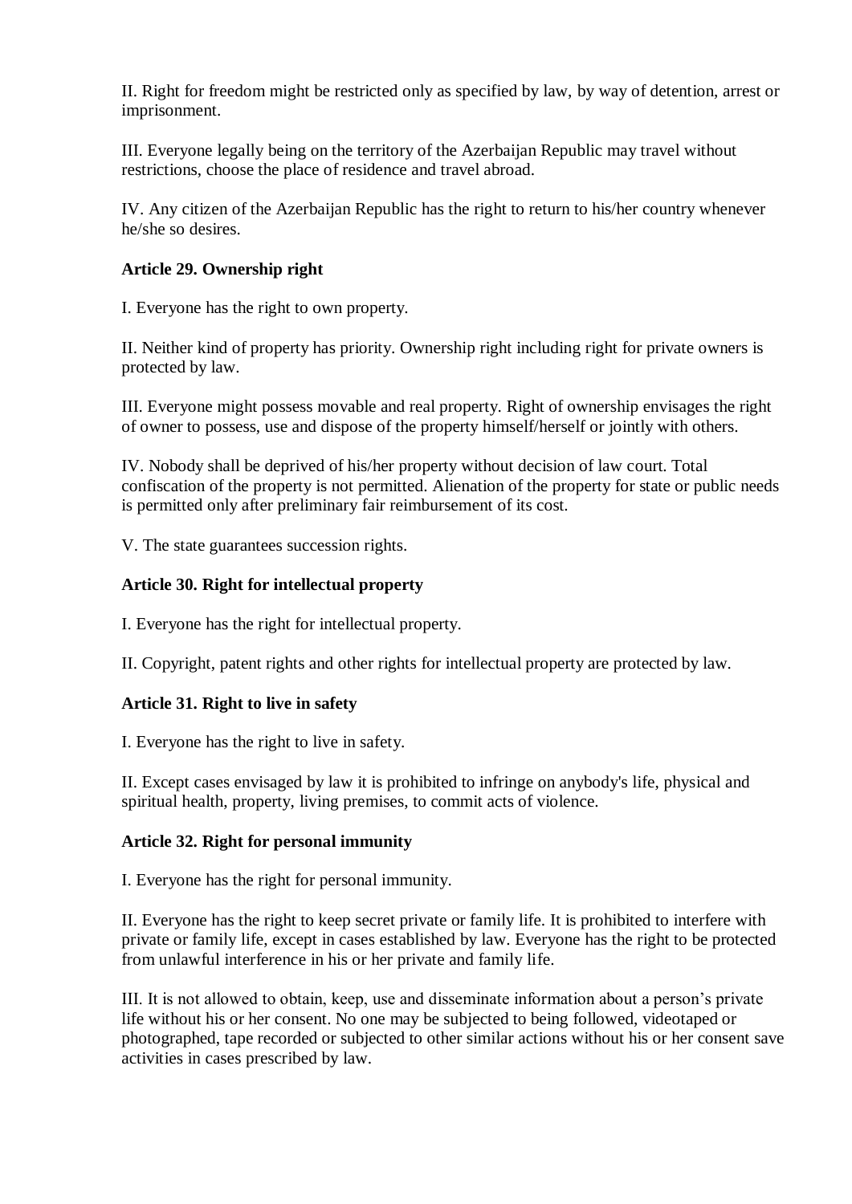II. Right for freedom might be restricted only as specified by law, by way of detention, arrest or imprisonment.

III. Everyone legally being on the territory of the Azerbaijan Republic may travel without restrictions, choose the place of residence and travel abroad.

IV. Any citizen of the Azerbaijan Republic has the right to return to his/her country whenever he/she so desires.

**Article 29. Ownership right**

I. Everyone has the right to own property.

II. Neither kind of property has priority. Ownership right including right for private owners is protected by law.

III. Everyone might possess movable and real property. Right of ownership envisages the right of owner to possess, use and dispose of the property himself/herself or jointly with others.

IV. Nobody shall be deprived of his/her property without decision of law court. Total confiscation of the property is not permitted. Alienation of the property for state or public needs is permitted only after preliminary fair reimbursement of its cost.

V. The state guarantees succession rights.

**Article 30. Right for intellectual property**

I. Everyone has the right for intellectual property.

II. Copyright, patent rights and other rights for intellectual property are protected by law.

**Article 31. Right to live in safety**

I. Everyone has the right to live in safety.

II. Except cases envisaged by law it is prohibited to infringe on anybody's life, physical and spiritual health, property, living premises, to commit acts of violence.

**Article 32. Right for personal immunity**

I. Everyone has the right for personal immunity.

II. Everyone has the right to keep secret private or family life. It is prohibited to interfere with private or family life, except in cases established by law. Everyone has the right to be protected from unlawful interference in his or her private and family life.

III. It is not allowed to obtain, keep, use and disseminate information about a person's private life without his or her consent. No one may be subjected to being followed, videotaped or photographed, tape recorded or subjected to other similar actions without his or her consent save activities in cases prescribed by law.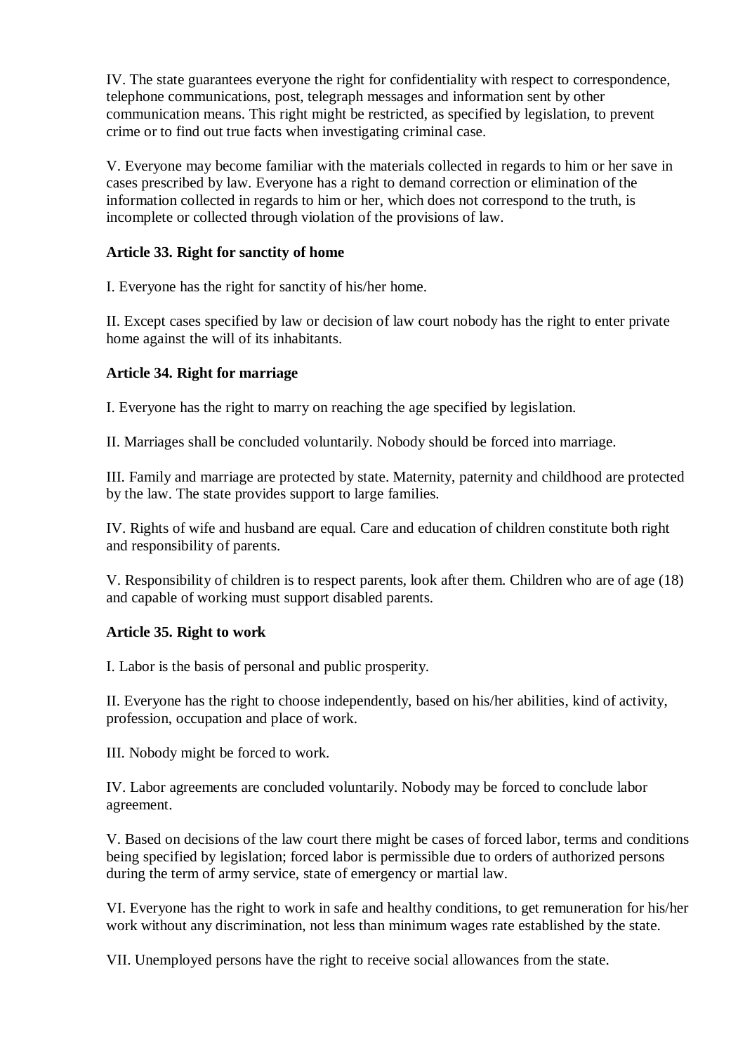IV. The state guarantees everyone the right for confidentiality with respect to correspondence, telephone communications, post, telegraph messages and information sent by other communication means. This right might be restricted, as specified by legislation, to prevent crime or to find out true facts when investigating criminal case.

V. Everyone may become familiar with the materials collected in regards to him or her save in cases prescribed by law. Everyone has a right to demand correction or elimination of the information collected in regards to him or her, which does not correspond to the truth, is incomplete or collected through violation of the provisions of law.

**Article 33. Right for sanctity of home**

I. Everyone has the right for sanctity of his/her home.

II. Except cases specified by law or decision of law court nobody has the right to enter private home against the will of its inhabitants.

**Article 34. Right for marriage**

I. Everyone has the right to marry on reaching the age specified by legislation.

II. Marriages shall be concluded voluntarily. Nobody should be forced into marriage.

III. Family and marriage are protected by state. Maternity, paternity and childhood are protected by the law. The state provides support to large families.

IV. Rights of wife and husband are equal. Care and education of children constitute both right and responsibility of parents.

V. Responsibility of children is to respect parents, look after them. Children who are of age (18) and capable of working must support disabled parents.

**Article 35. Right to work**

I. Labor is the basis of personal and public prosperity.

II. Everyone has the right to choose independently, based on his/her abilities, kind of activity, profession, occupation and place of work.

III. Nobody might be forced to work.

IV. Labor agreements are concluded voluntarily. Nobody may be forced to conclude labor agreement.

V. Based on decisions of the law court there might be cases of forced labor, terms and conditions being specified by legislation; forced labor is permissible due to orders of authorized persons during the term of army service, state of emergency or martial law.

VI. Everyone has the right to work in safe and healthy conditions, to get remuneration for his/her work without any discrimination, not less than minimum wages rate established by the state.

VII. Unemployed persons have the right to receive social allowances from the state.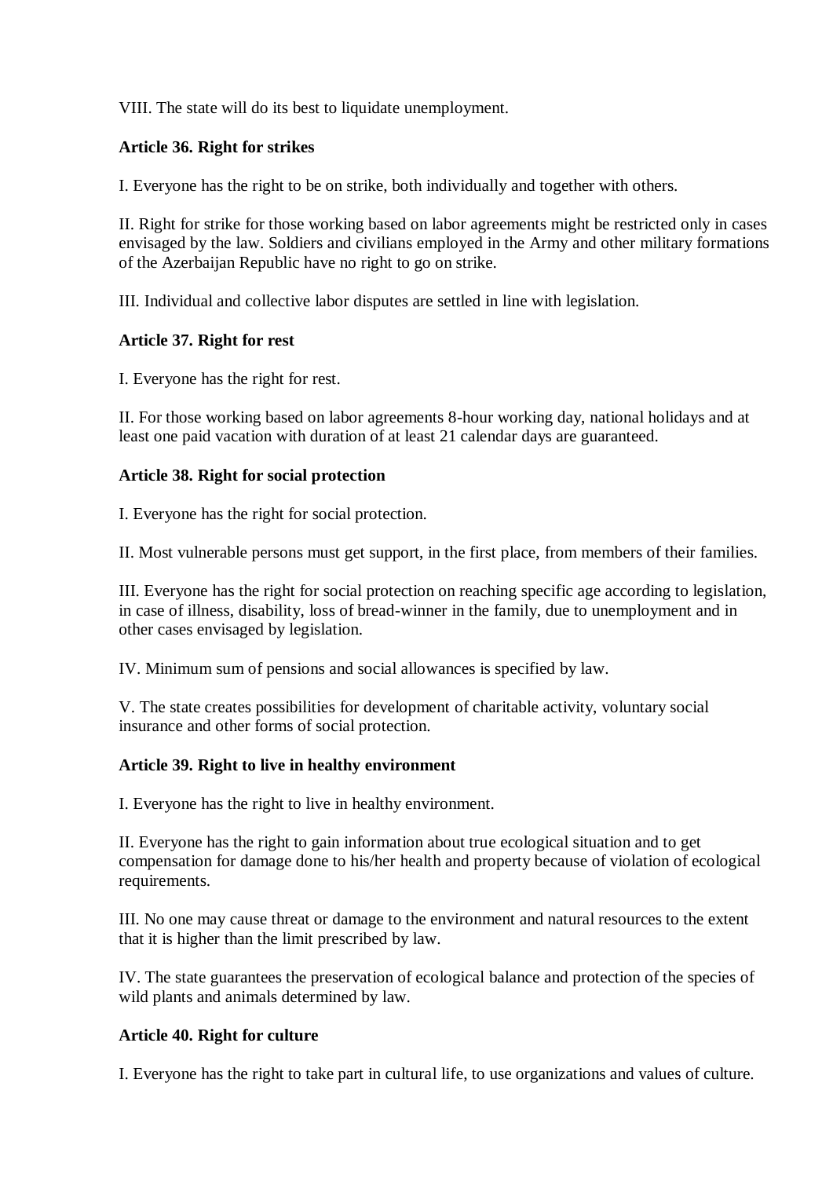VIII. The state will do its best to liquidate unemployment.

**Article 36. Right for strikes**

I. Everyone has the right to be on strike, both individually and together with others.

II. Right for strike for those working based on labor agreements might be restricted only in cases envisaged by the law. Soldiers and civilians employed in the Army and other military formations of the Azerbaijan Republic have no right to go on strike.

III. Individual and collective labor disputes are settled in line with legislation.

**Article 37. Right for rest**

I. Everyone has the right for rest.

II. For those working based on labor agreements 8-hour working day, national holidays and at least one paid vacation with duration of at least 21 calendar days are guaranteed.

**Article 38. Right for social protection**

I. Everyone has the right for social protection.

II. Most vulnerable persons must get support, in the first place, from members of their families.

III. Everyone has the right for social protection on reaching specific age according to legislation, in case of illness, disability, loss of bread-winner in the family, due to unemployment and in other cases envisaged by legislation.

IV. Minimum sum of pensions and social allowances is specified by law.

V. The state creates possibilities for development of charitable activity, voluntary social insurance and other forms of social protection.

**Article 39. Right to live in healthy environment**

I. Everyone has the right to live in healthy environment.

II. Everyone has the right to gain information about true ecological situation and to get compensation for damage done to his/her health and property because of violation of ecological requirements.

III. No one may cause threat or damage to the environment and natural resources to the extent that it is higher than the limit prescribed by law.

IV. The state guarantees the preservation of ecological balance and protection of the species of wild plants and animals determined by law.

**Article 40. Right for culture**

I. Everyone has the right to take part in cultural life, to use organizations and values of culture.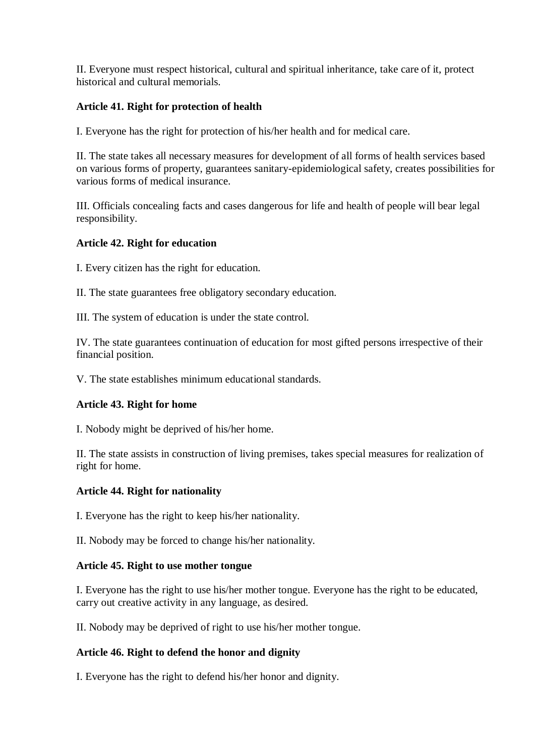II. Everyone must respect historical, cultural and spiritual inheritance, take care of it, protect historical and cultural memorials.

**Article 41. Right for protection of health**

I. Everyone has the right for protection of his/her health and for medical care.

II. The state takes all necessary measures for development of all forms of health services based on various forms of property, guarantees sanitary-epidemiological safety, creates possibilities for various forms of medical insurance.

III. Officials concealing facts and cases dangerous for life and health of people will bear legal responsibility.

**Article 42. Right for education**

I. Every citizen has the right for education.

II. The state guarantees free obligatory secondary education.

III. The system of education is under the state control.

IV. The state guarantees continuation of education for most gifted persons irrespective of their financial position.

V. The state establishes minimum educational standards.

**Article 43. Right for home**

I. Nobody might be deprived of his/her home.

II. The state assists in construction of living premises, takes special measures for realization of right for home.

**Article 44. Right for nationality**

I. Everyone has the right to keep his/her nationality.

II. Nobody may be forced to change his/her nationality.

**Article 45. Right to use mother tongue**

I. Everyone has the right to use his/her mother tongue. Everyone has the right to be educated, carry out creative activity in any language, as desired.

II. Nobody may be deprived of right to use his/her mother tongue.

**Article 46. Right to defend the honor and dignity**

I. Everyone has the right to defend his/her honor and dignity.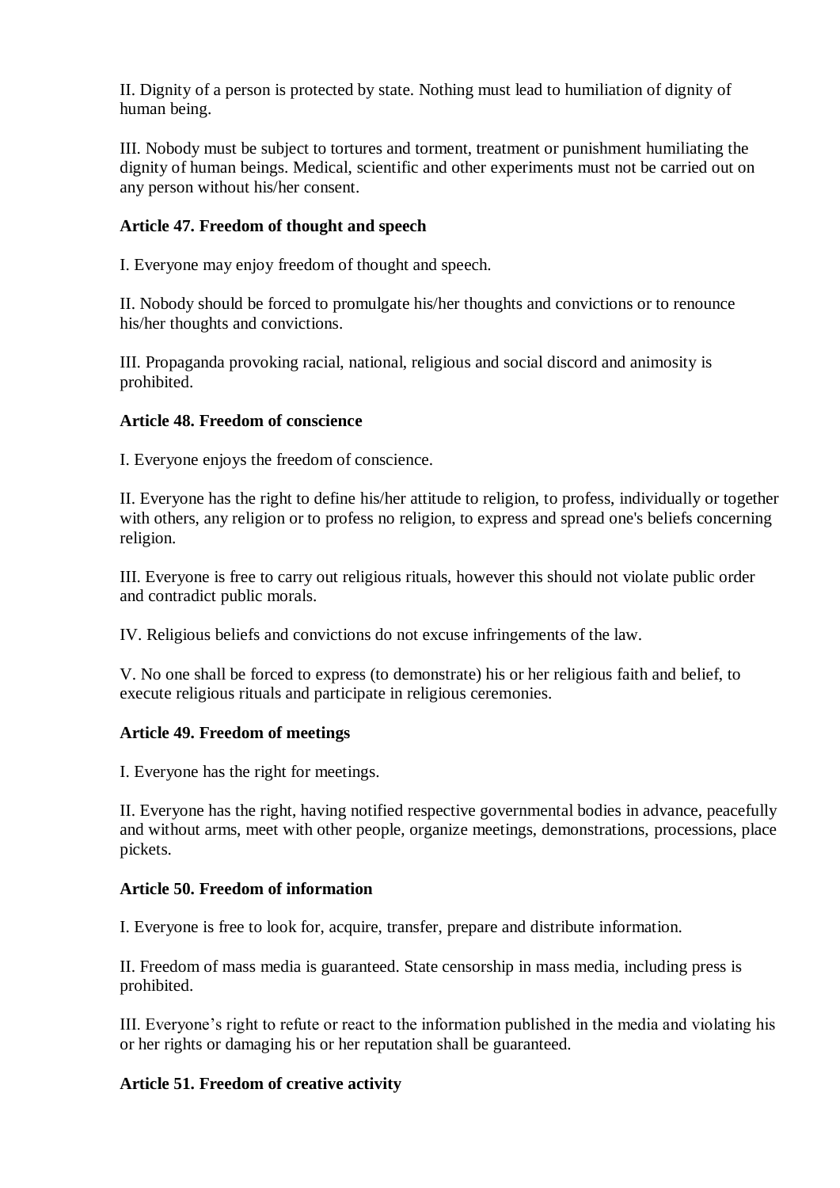II. Dignity of a person is protected by state. Nothing must lead to humiliation of dignity of human being.

III. Nobody must be subject to tortures and torment, treatment or punishment humiliating the dignity of human beings. Medical, scientific and other experiments must not be carried out on any person without his/her consent.

**Article 47. Freedom of thought and speech**

I. Everyone may enjoy freedom of thought and speech.

II. Nobody should be forced to promulgate his/her thoughts and convictions or to renounce his/her thoughts and convictions.

III. Propaganda provoking racial, national, religious and social discord and animosity is prohibited.

**Article 48. Freedom of conscience**

I. Everyone enjoys the freedom of conscience.

II. Everyone has the right to define his/her attitude to religion, to profess, individually or together with others, any religion or to profess no religion, to express and spread one's beliefs concerning religion.

III. Everyone is free to carry out religious rituals, however this should not violate public order and contradict public morals.

IV. Religious beliefs and convictions do not excuse infringements of the law.

V. No one shall be forced to express (to demonstrate) his or her religious faith and belief, to execute religious rituals and participate in religious ceremonies.

**Article 49. Freedom of meetings**

I. Everyone has the right for meetings.

II. Everyone has the right, having notified respective governmental bodies in advance, peacefully and without arms, meet with other people, organize meetings, demonstrations, processions, place pickets.

**Article 50. Freedom of information**

I. Everyone is free to look for, acquire, transfer, prepare and distribute information.

II. Freedom of mass media is guaranteed. State censorship in mass media, including press is prohibited.

III. Everyone's right to refute or react to the information published in the media and violating his or her rights or damaging his or her reputation shall be guaranteed.

**Article 51. Freedom of creative activity**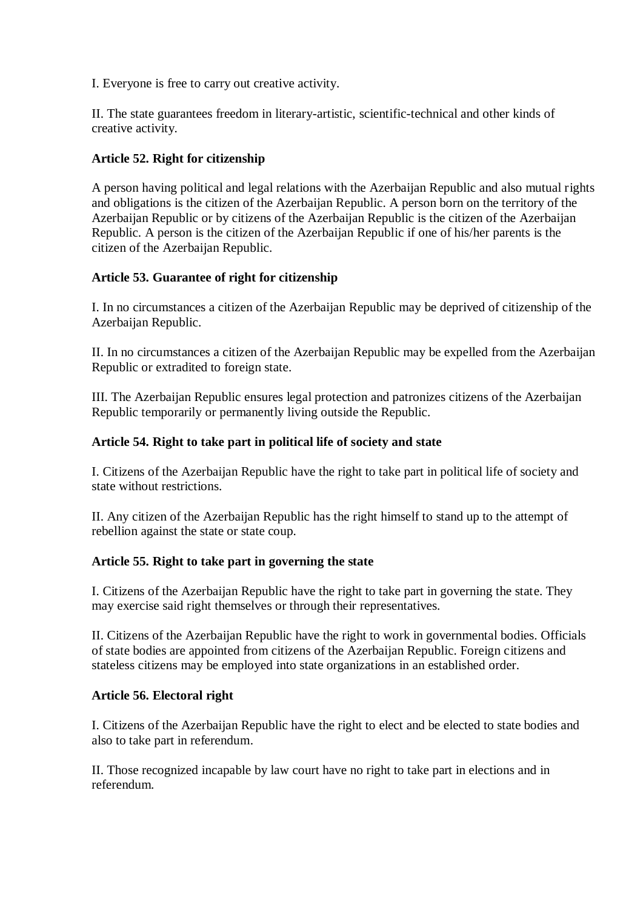I. Everyone is free to carry out creative activity.

II. The state guarantees freedom in literary-artistic, scientific-technical and other kinds of creative activity.

**Article 52. Right for citizenship**

A person having political and legal relations with the Azerbaijan Republic and also mutual rights and obligations is the citizen of the Azerbaijan Republic. A person born on the territory of the Azerbaijan Republic or by citizens of the Azerbaijan Republic is the citizen of the Azerbaijan Republic. A person is the citizen of the Azerbaijan Republic if one of his/her parents is the citizen of the Azerbaijan Republic.

**Article 53. Guarantee of right for citizenship**

I. In no circumstances a citizen of the Azerbaijan Republic may be deprived of citizenship of the Azerbaijan Republic.

II. In no circumstances a citizen of the Azerbaijan Republic may be expelled from the Azerbaijan Republic or extradited to foreign state.

III. The Azerbaijan Republic ensures legal protection and patronizes citizens of the Azerbaijan Republic temporarily or permanently living outside the Republic.

**Article 54. Right to take part in political life of society and state**

I. Citizens of the Azerbaijan Republic have the right to take part in political life of society and state without restrictions.

II. Any citizen of the Azerbaijan Republic has the right himself to stand up to the attempt of rebellion against the state or state coup.

**Article 55. Right to take part in governing the state**

I. Citizens of the Azerbaijan Republic have the right to take part in governing the state. They may exercise said right themselves or through their representatives.

II. Citizens of the Azerbaijan Republic have the right to work in governmental bodies. Officials of state bodies are appointed from citizens of the Azerbaijan Republic. Foreign citizens and stateless citizens may be employed into state organizations in an established order.

**Article 56. Electoral right**

I. Citizens of the Azerbaijan Republic have the right to elect and be elected to state bodies and also to take part in referendum.

II. Those recognized incapable by law court have no right to take part in elections and in referendum.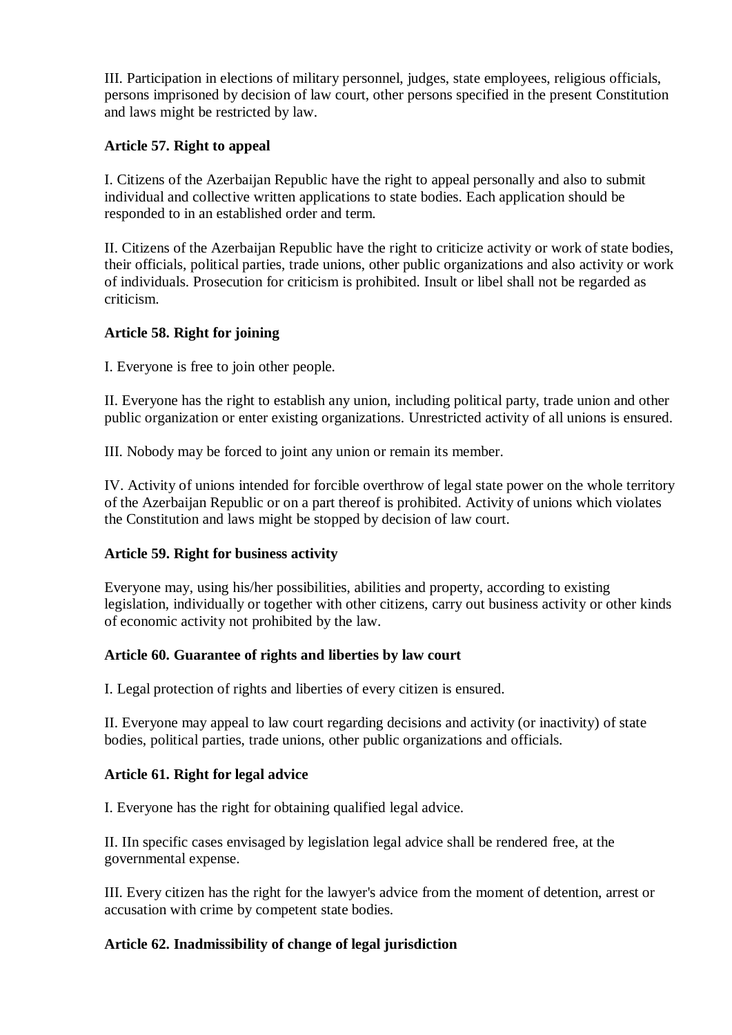III. Participation in elections of military personnel, judges, state employees, religious officials, persons imprisoned by decision of law court, other persons specified in the present Constitution and laws might be restricted by law.

### Article 57. Right to appeal

I. Citizens of the Azerbaijan Republic have the right to appeal personally and also to submit individual and collective written applications to state bodies. Each application should be responded to in an established order and term.

II. Citizens of the Azerbaijan Republic have the right to criticize activity or work of state bodies, their officials, political parties, trade unions, other public organizations and also activity or work of individuals. Prosecution for criticism is prohibited. Insult or libel shall not be regarded as criticism.

### Article 58. Right for joining

I. Everyone is free to join other people.

II. Everyone has the right to establish any union, including political party, trade union and other public organization or enter existing organizations. Unrestricted activity of all unions is ensured.

III. Nobody may be forced to joint any union or remain its member.

IV. Activity of unions intended for forcible overthrow of legal state power on the whole territory of the Azerbaijan Republic or on a part thereof is prohibited. Activity of unions which violates the Constitution and laws might be stopped by decision of law court.

### Article 59. Right for business activity

Everyone may, using his/her possibilities, abilities and property, according to existing legislation, individually or together with other citizens, carry out business activity or other kinds of economic activity not prohibited by the law.

### Article 60. Guarantee of rights and liberties by law court

I. Legal protection of rights and liberties of every citizen is ensured.

II. Everyone may appeal to law court regarding decisions and activity (or inactivity) of state bodies, political parties, trade unions, other public organizations and officials.

### Article 61. Right for legal advice

I. Everyone has the right for obtaining qualified legal advice.

II. IIn specific cases envisaged by legislation legal advice shall be rendered free, at the governmental expense.

III. Every citizen has the right for the lawyer's advice from the moment of detention, arrest or accusation with crime by competent state bodies.

### Article 62. Inadmissibility of change of legal jurisdiction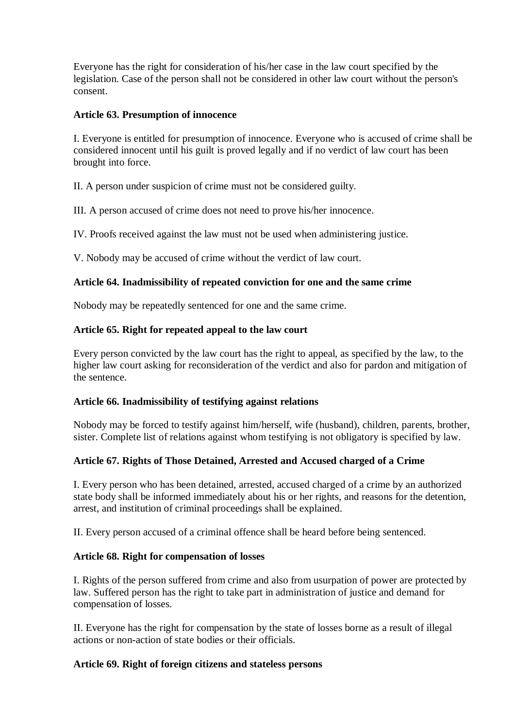Everyone has the right for consideration of his/her case in the law court specified by the legislation. Case of the person shall not be considered in other law court without the person's consent.

### Article 63. Presumption of innocence

I. Everyone is entitled for presumption of innocence. Everyone who is accused of crime shall be considered innocent until his guilt is proved legally and if no verdict of law court has been brought into force.

II. A person under suspicion of crime must not be considered guilty.

III. A person accused of crime does not need to prove his/her innocence.

IV. Proofs received against the law must not be used when administering justice.

V. Nobody may be accused of crime without the verdict of law court.

### Article 64. Inadmissibility of repeated conviction for one and the same crime

Nobody may be repeatedly sentenced for one and the same crime.

### Article 65. Right for repeated appeal to the law court

Every person convicted by the law court has the right to appeal, as specified by the law, to the higher law court asking for reconsideration of the verdict and also for pardon and mitigation of the sentence.

### Article 66. Inadmissibility of testifying against relations

Nobody may be forced to testify against him/herself, wife (husband), children, parents, brother, sister. Complete list of relations against whom testifying is not obligatory is specified by law.

### Article 67. Rights of Those Detained, Arrested and Accused charged of a Crime

I. Every person who has been detained, arrested, accused charged of a crime by an authorized state body shall be informed immediately about his or her rights, and reasons for the detention, arrest, and institution of criminal proceedings shall be explained.

II. Every person accused of a criminal offence shall be heard before being sentenced.

### Article 68. Right for compensation of losses

I. Rights of the person suffered from crime and also from usurpation of power are protected by law. Suffered person has the right to take part in administration of justice and demand for compensation of losses.

II. Everyone has the right for compensation by the state of losses borne as a result of illegal actions or non-action of state bodies or their officials.

### Article 69. Right of foreign citizens and stateless persons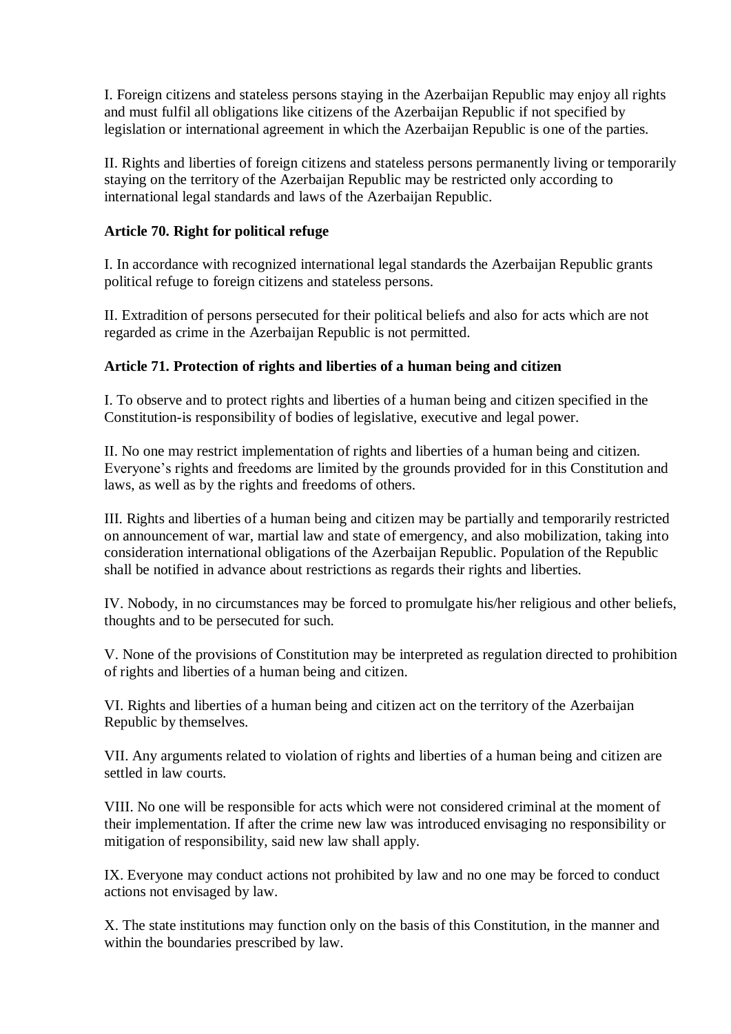I. Foreign citizens and stateless persons staying in the Azerbaijan Republic may enjoy all rights and must fulfil all obligations like citizens of the Azerbaijan Republic if not specified by legislation or international agreement in which the Azerbaijan Republic is one of the parties.

II. Rights and liberties of foreign citizens and stateless persons permanently living or temporarily staying on the territory of the Azerbaijan Republic may be restricted only according to international legal standards and laws of the Azerbaijan Republic.

**Article 70. Right for political refuge**

I. In accordance with recognized international legal standards the Azerbaijan Republic grants political refuge to foreign citizens and stateless persons.

II. Extradition of persons persecuted for their political beliefs and also for acts which are not regarded as crime in the Azerbaijan Republic is not permitted.

**Article 71. Protection of rights and liberties of a human being and citizen**

I. To observe and to protect rights and liberties of a human being and citizen specified in the Constitution-is responsibility of bodies of legislative, executive and legal power.

II. No one may restrict implementation of rights and liberties of a human being and citizen. Everyone's rights and freedoms are limited by the grounds provided for in this Constitution and laws, as well as by the rights and freedoms of others.

III. Rights and liberties of a human being and citizen may be partially and temporarily restricted on announcement of war, martial law and state of emergency, and also mobilization, taking into consideration international obligations of the Azerbaijan Republic. Population of the Republic shall be notified in advance about restrictions as regards their rights and liberties.

IV. Nobody, in no circumstances may be forced to promulgate his/her religious and other beliefs, thoughts and to be persecuted for such.

V. None of the provisions of Constitution may be interpreted as regulation directed to prohibition of rights and liberties of a human being and citizen.

VI. Rights and liberties of a human being and citizen act on the territory of the Azerbaijan Republic by themselves.

VII. Any arguments related to violation of rights and liberties of a human being and citizen are settled in law courts.

VIII. No one will be responsible for acts which were not considered criminal at the moment of their implementation. If after the crime new law was introduced envisaging no responsibility or mitigation of responsibility, said new law shall apply.

IX. Everyone may conduct actions not prohibited by law and no one may be forced to conduct actions not envisaged by law.

X. The state institutions may function only on the basis of this Constitution, in the manner and within the boundaries prescribed by law.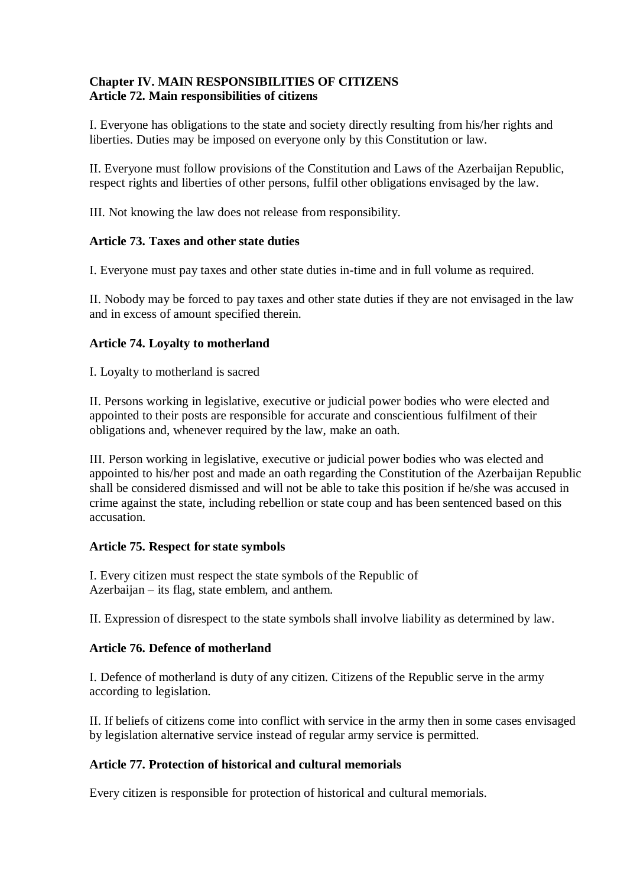## Chapter IV. MAIN RESPONSIBILITIES OF CITIZENS

### Article 72. Main responsibilities of citizens

I. Everyone has obligations to the state and society directly resulting from his/her rights and liberties. Duties may be imposed on everyone only by this Constitution or law.

II. Everyone must follow provisions of the Constitution and Laws of the Azerbaijan Republic, respect rights and liberties of other persons, fulfil other obligations envisaged by the law.

III. Not knowing the law does not release from responsibility.

### Article 73. Taxes and other state duties

I. Everyone must pay taxes and other state duties in-time and in full volume as required.

II. Nobody may be forced to pay taxes and other state duties if they are not envisaged in the law and in excess of amount specified therein.

### Article 74. Loyalty to motherland

I. Loyalty to motherland is sacred

II. Persons working in legislative, executive or judicial power bodies who were elected and appointed to their posts are responsible for accurate and conscientious fulfilment of their obligations and, whenever required by the law, make an oath.

III. Person working in legislative, executive or judicial power bodies who was elected and appointed to his/her post and made an oath regarding the Constitution of the Azerbaijan Republic shall be considered dismissed and will not be able to take this position if he/she was accused in crime against the state, including rebellion or state coup and has been sentenced based on this accusation.

### Article 75. Respect for state symbols

I. Every citizen must respect the state symbols of the Republic of Azerbaijan – its flag, state emblem, and anthem.

II. Expression of disrespect to the state symbols shall involve liability as determined by law.

### Article 76. Defence of motherland

I. Defence of motherland is duty of any citizen. Citizens of the Republic serve in the army according to legislation.

II. If beliefs of citizens come into conflict with service in the army then in some cases envisaged by legislation alternative service instead of regular army service is permitted.

### Article 77. Protection of historical and cultural memorials

Every citizen is responsible for protection of historical and cultural memorials.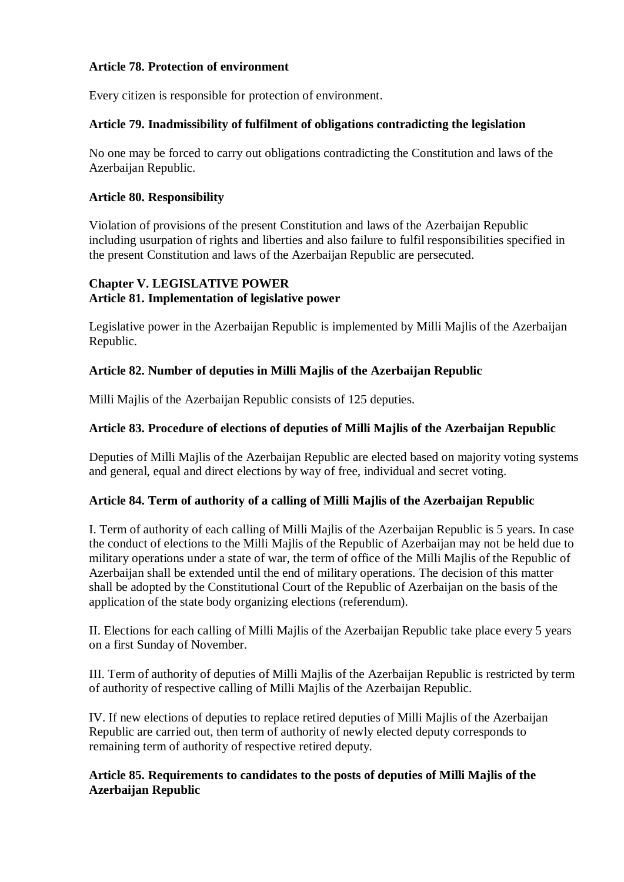**Article 78. Protection of environment**

Every citizen is responsible for protection of environment.

**Article 79. Inadmissibility of fulfilment of obligations contradicting the legislation**

No one may be forced to carry out obligations contradicting the Constitution and laws of the Azerbaijan Republic.

**Article 80. Responsibility**

Violation of provisions of the present Constitution and laws of the Azerbaijan Republic including usurpation of rights and liberties and also failure to fulfil responsibilities specified in the present Constitution and laws of the Azerbaijan Republic are persecuted.

## Chapter V. LEGISLATIVE POWER

**Article 81. Implementation of legislative power**

Legislative power in the Azerbaijan Republic is implemented by Milli Majlis of the Azerbaijan Republic.

**Article 82. Number of deputies in Milli Majlis of the Azerbaijan Republic**

Milli Majlis of the Azerbaijan Republic consists of 125 deputies.

**Article 83. Procedure of elections of deputies of Milli Majlis of the Azerbaijan Republic**

Deputies of Milli Majlis of the Azerbaijan Republic are elected based on majority voting systems and general, equal and direct elections by way of free, individual and secret voting.

**Article 84. Term of authority of a calling of Milli Majlis of the Azerbaijan Republic**

I. Term of authority of each calling of Milli Majlis of the Azerbaijan Republic is 5 years. In case the conduct of elections to the Milli Majlis of the Republic of Azerbaijan may not be held due to military operations under a state of war, the term of office of the Milli Majlis of the Republic of Azerbaijan shall be extended until the end of military operations. The decision of this matter shall be adopted by the Constitutional Court of the Republic of Azerbaijan on the basis of the application of the state body organizing elections (referendum).

II. Elections for each calling of Milli Majlis of the Azerbaijan Republic take place every 5 years on a first Sunday of November.

III. Term of authority of deputies of Milli Majlis of the Azerbaijan Republic is restricted by term of authority of respective calling of Milli Majlis of the Azerbaijan Republic.

IV. If new elections of deputies to replace retired deputies of Milli Majlis of the Azerbaijan Republic are carried out, then term of authority of newly elected deputy corresponds to remaining term of authority of respective retired deputy.

**Article 85. Requirements to candidates to the posts of deputies of Milli Majlis of the Azerbaijan Republic**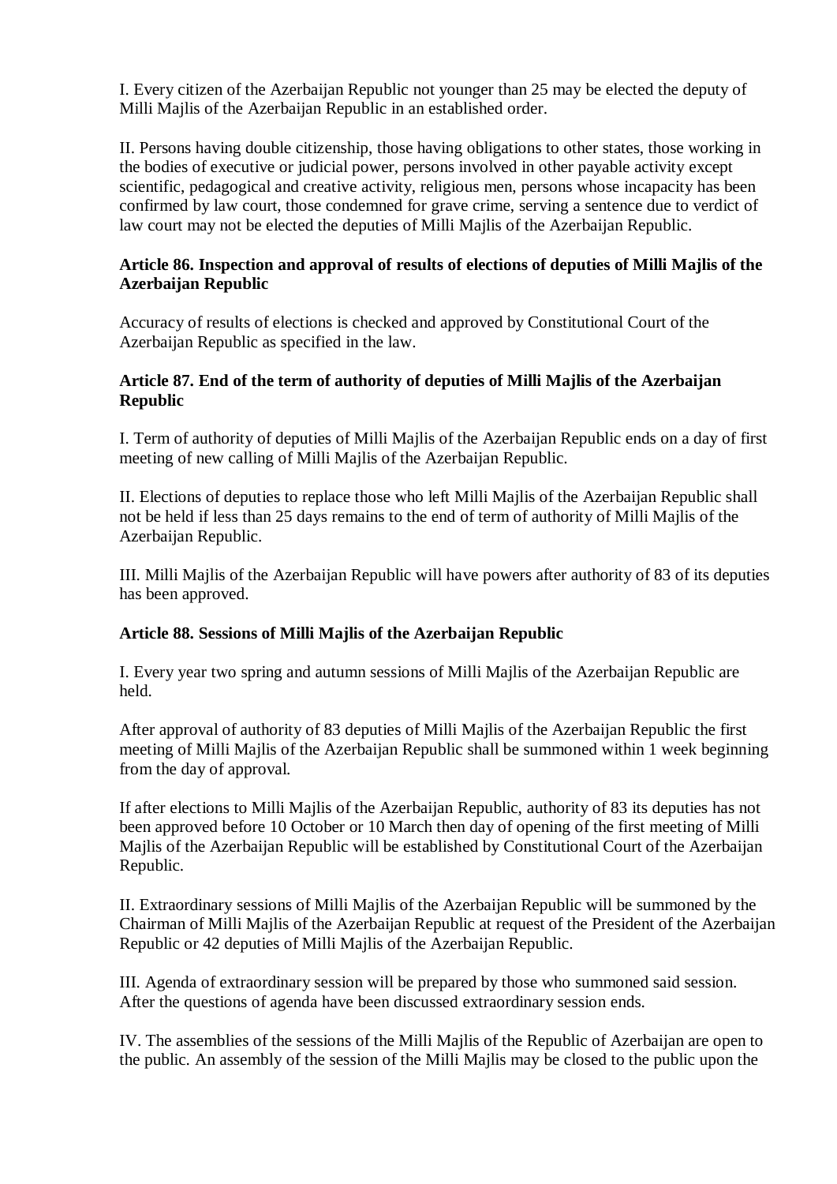I. Every citizen of the Azerbaijan Republic not younger than 25 may be elected the deputy of Milli Majlis of the Azerbaijan Republic in an established order.

II. Persons having double citizenship, those having obligations to other states, those working in the bodies of executive or judicial power, persons involved in other payable activity except scientific, pedagogical and creative activity, religious men, persons whose incapacity has been confirmed by law court, those condemned for grave crime, serving a sentence due to verdict of law court may not be elected the deputies of Milli Majlis of the Azerbaijan Republic.

**Article 86. Inspection and approval of results of elections of deputies of Milli Majlis of the Azerbaijan Republic**

Accuracy of results of elections is checked and approved by Constitutional Court of the Azerbaijan Republic as specified in the law.

**Article 87. End of the term of authority of deputies of Milli Majlis of the Azerbaijan Republic**

I. Term of authority of deputies of Milli Majlis of the Azerbaijan Republic ends on a day of first meeting of new calling of Milli Majlis of the Azerbaijan Republic.

II. Elections of deputies to replace those who left Milli Majlis of the Azerbaijan Republic shall not be held if less than 25 days remains to the end of term of authority of Milli Majlis of the Azerbaijan Republic.

III. Milli Majlis of the Azerbaijan Republic will have powers after authority of 83 of its deputies has been approved.

**Article 88. Sessions of Milli Majlis of the Azerbaijan Republic**

I. Every year two spring and autumn sessions of Milli Majlis of the Azerbaijan Republic are held.

After approval of authority of 83 deputies of Milli Majlis of the Azerbaijan Republic the first meeting of Milli Majlis of the Azerbaijan Republic shall be summoned within 1 week beginning from the day of approval.

If after elections to Milli Majlis of the Azerbaijan Republic, authority of 83 its deputies has not been approved before 10 October or 10 March then day of opening of the first meeting of Milli Majlis of the Azerbaijan Republic will be established by Constitutional Court of the Azerbaijan Republic.

II. Extraordinary sessions of Milli Majlis of the Azerbaijan Republic will be summoned by the Chairman of Milli Majlis of the Azerbaijan Republic at request of the President of the Azerbaijan Republic or 42 deputies of Milli Majlis of the Azerbaijan Republic.

III. Agenda of extraordinary session will be prepared by those who summoned said session. After the questions of agenda have been discussed extraordinary session ends.

IV. The assemblies of the sessions of the Milli Majlis of the Republic of Azerbaijan are open to the public. An assembly of the session of the Milli Majlis may be closed to the public upon the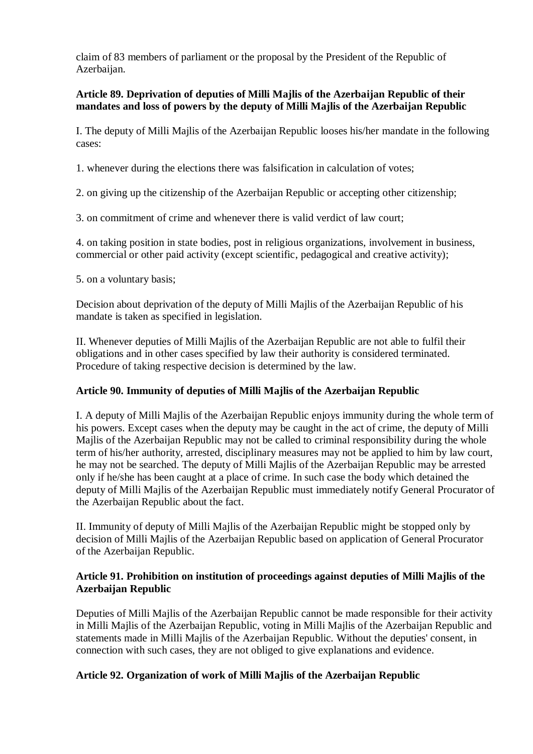claim of 83 members of parliament or the proposal by the President of the Republic of Azerbaijan.

**Article 89. Deprivation of deputies of Milli Majlis of the Azerbaijan Republic of their mandates and loss of powers by the deputy of Milli Majlis of the Azerbaijan Republic**

I. The deputy of Milli Majlis of the Azerbaijan Republic looses his/her mandate in the following cases:

1. whenever during the elections there was falsification in calculation of votes;

2. on giving up the citizenship of the Azerbaijan Republic or accepting other citizenship;

3. on commitment of crime and whenever there is valid verdict of law court;

4. on taking position in state bodies, post in religious organizations, involvement in business, commercial or other paid activity (except scientific, pedagogical and creative activity);

5. on a voluntary basis;

Decision about deprivation of the deputy of Milli Majlis of the Azerbaijan Republic of his mandate is taken as specified in legislation.

II. Whenever deputies of Milli Majlis of the Azerbaijan Republic are not able to fulfil their obligations and in other cases specified by law their authority is considered terminated. Procedure of taking respective decision is determined by the law.

**Article 90. Immunity of deputies of Milli Majlis of the Azerbaijan Republic**

I. A deputy of Milli Majlis of the Azerbaijan Republic enjoys immunity during the whole term of his powers. Except cases when the deputy may be caught in the act of crime, the deputy of Milli Majlis of the Azerbaijan Republic may not be called to criminal responsibility during the whole term of his/her authority, arrested, disciplinary measures may not be applied to him by law court, he may not be searched. The deputy of Milli Majlis of the Azerbaijan Republic may be arrested only if he/she has been caught at a place of crime. In such case the body which detained the deputy of Milli Majlis of the Azerbaijan Republic must immediately notify General Procurator of the Azerbaijan Republic about the fact.

II. Immunity of deputy of Milli Majlis of the Azerbaijan Republic might be stopped only by decision of Milli Majlis of the Azerbaijan Republic based on application of General Procurator of the Azerbaijan Republic.

**Article 91. Prohibition on institution of proceedings against deputies of Milli Majlis of the Azerbaijan Republic**

Deputies of Milli Majlis of the Azerbaijan Republic cannot be made responsible for their activity in Milli Majlis of the Azerbaijan Republic, voting in Milli Majlis of the Azerbaijan Republic and statements made in Milli Majlis of the Azerbaijan Republic. Without the deputies' consent, in connection with such cases, they are not obliged to give explanations and evidence.

**Article 92. Organization of work of Milli Majlis of the Azerbaijan Republic**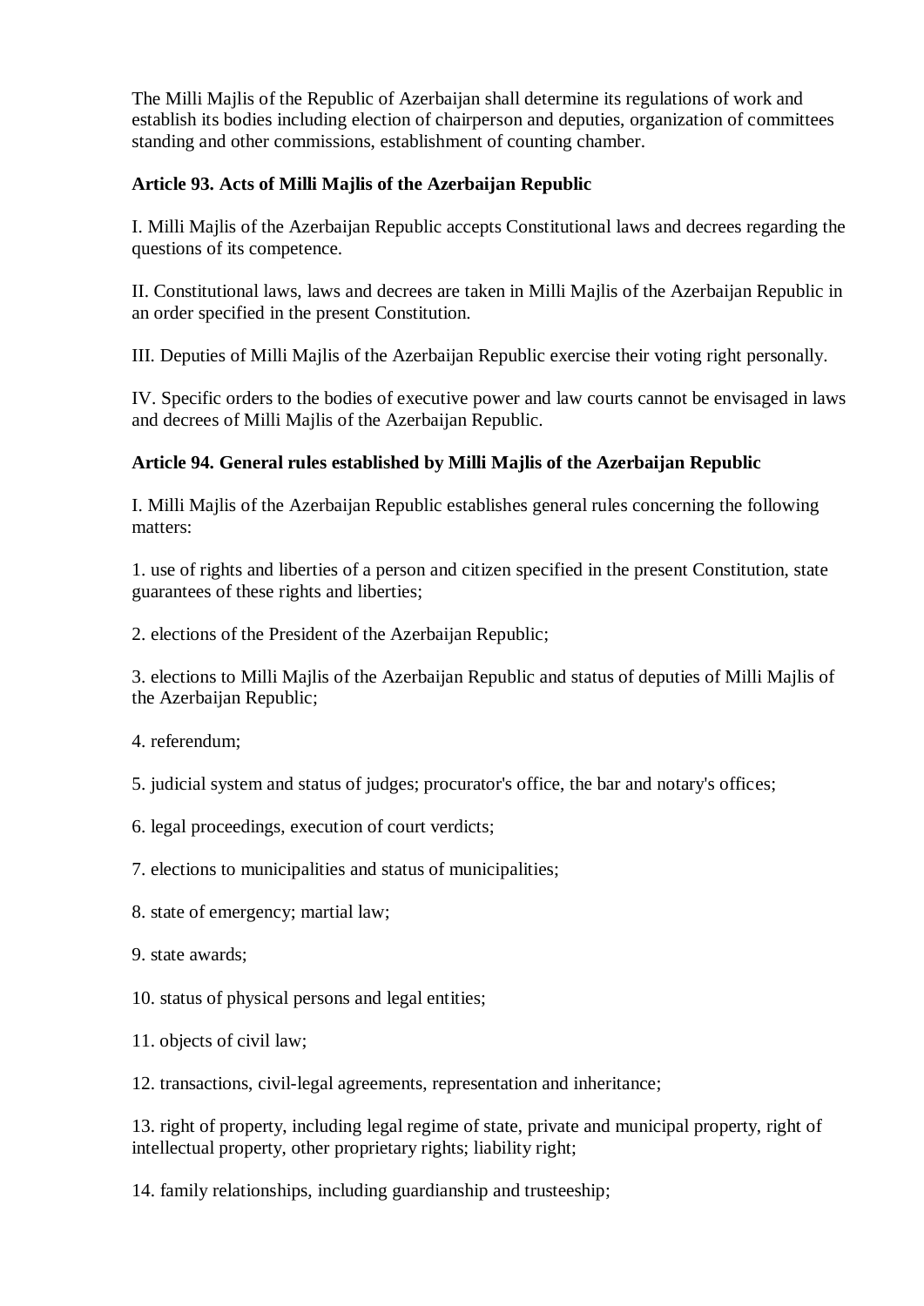The Milli Majlis of the Republic of Azerbaijan shall determine its regulations of work and establish its bodies including election of chairperson and deputies, organization of committees standing and other commissions, establishment of counting chamber.

### Article 93. Acts of Milli Majlis of the Azerbaijan Republic

I. Milli Majlis of the Azerbaijan Republic accepts Constitutional laws and decrees regarding the questions of its competence.

II. Constitutional laws, laws and decrees are taken in Milli Majlis of the Azerbaijan Republic in an order specified in the present Constitution.

III. Deputies of Milli Majlis of the Azerbaijan Republic exercise their voting right personally.

IV. Specific orders to the bodies of executive power and law courts cannot be envisaged in laws and decrees of Milli Majlis of the Azerbaijan Republic.

### Article 94. General rules established by Milli Majlis of the Azerbaijan Republic

I. Milli Majlis of the Azerbaijan Republic establishes general rules concerning the following matters:

1. use of rights and liberties of a person and citizen specified in the present Constitution, state guarantees of these rights and liberties;

2. elections of the President of the Azerbaijan Republic;

3. elections to Milli Majlis of the Azerbaijan Republic and status of deputies of Milli Majlis of the Azerbaijan Republic;

4. referendum;

5. judicial system and status of judges; procurator's office, the bar and notary's offices;

6. legal proceedings, execution of court verdicts;

7. elections to municipalities and status of municipalities;

8. state of emergency; martial law;

9. state awards;

10. status of physical persons and legal entities;

11. objects of civil law;

12. transactions, civil-legal agreements, representation and inheritance;

13. right of property, including legal regime of state, private and municipal property, right of intellectual property, other proprietary rights; liability right;

14. family relationships, including guardianship and trusteeship;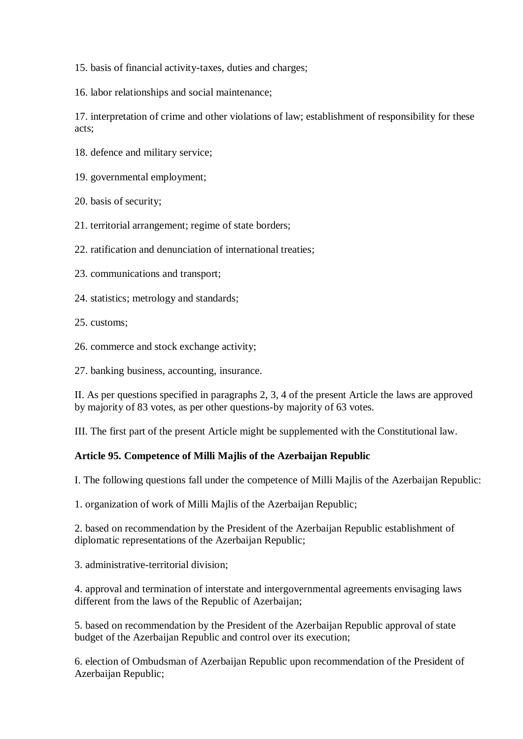15. basis of financial activity-taxes, duties and charges;

16. labor relationships and social maintenance;

17. interpretation of crime and other violations of law; establishment of responsibility for these acts;

18. defence and military service;

19. governmental employment;

20. basis of security;

21. territorial arrangement; regime of state borders;

22. ratification and denunciation of international treaties;

23. communications and transport;

24. statistics; metrology and standards;

25. customs;

26. commerce and stock exchange activity;

27. banking business, accounting, insurance.

II. As per questions specified in paragraphs 2, 3, 4 of the present Article the laws are approved by majority of 83 votes, as per other questions-by majority of 63 votes.

III. The first part of the present Article might be supplemented with the Constitutional law.

**Article 95. Competence of Milli Majlis of the Azerbaijan Republic**

I. The following questions fall under the competence of Milli Majlis of the Azerbaijan Republic:

1. organization of work of Milli Majlis of the Azerbaijan Republic;

2. based on recommendation by the President of the Azerbaijan Republic establishment of diplomatic representations of the Azerbaijan Republic;

3. administrative-territorial division;

4. approval and termination of interstate and intergovernmental agreements envisaging laws different from the laws of the Republic of Azerbaijan;

5. based on recommendation by the President of the Azerbaijan Republic approval of state budget of the Azerbaijan Republic and control over its execution;

6. election of Ombudsman of Azerbaijan Republic upon recommendation of the President of Azerbaijan Republic;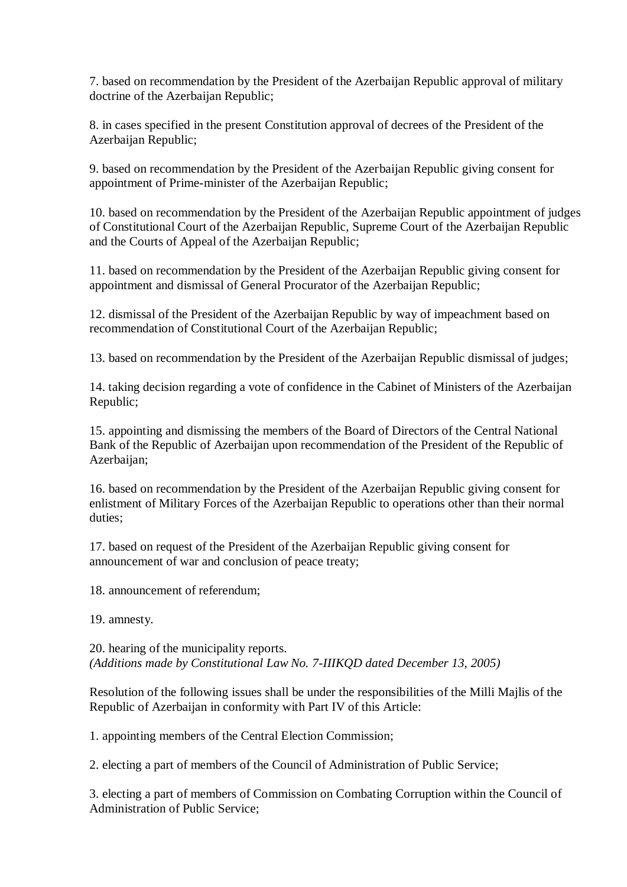7. based on recommendation by the President of the Azerbaijan Republic approval of military doctrine of the Azerbaijan Republic;

8. in cases specified in the present Constitution approval of decrees of the President of the Azerbaijan Republic;

9. based on recommendation by the President of the Azerbaijan Republic giving consent for appointment of Prime-minister of the Azerbaijan Republic;

10. based on recommendation by the President of the Azerbaijan Republic appointment of judges of Constitutional Court of the Azerbaijan Republic, Supreme Court of the Azerbaijan Republic and the Courts of Appeal of the Azerbaijan Republic;

11. based on recommendation by the President of the Azerbaijan Republic giving consent for appointment and dismissal of General Procurator of the Azerbaijan Republic;

12. dismissal of the President of the Azerbaijan Republic by way of impeachment based on recommendation of Constitutional Court of the Azerbaijan Republic;

13. based on recommendation by the President of the Azerbaijan Republic dismissal of judges;

14. taking decision regarding a vote of confidence in the Cabinet of Ministers of the Azerbaijan Republic;

15. appointing and dismissing the members of the Board of Directors of the Central National Bank of the Republic of Azerbaijan upon recommendation of the President of the Republic of Azerbaijan;

16. based on recommendation by the President of the Azerbaijan Republic giving consent for enlistment of Military Forces of the Azerbaijan Republic to operations other than their normal duties;

17. based on request of the President of the Azerbaijan Republic giving consent for announcement of war and conclusion of peace treaty;

18. announcement of referendum;

19. amnesty.

20. hearing of the municipality reports.
*(Additions made by Constitutional Law No. 7-IIIKQD dated December 13, 2005)*

Resolution of the following issues shall be under the responsibilities of the Milli Majlis of the Republic of Azerbaijan in conformity with Part IV of this Article:

1. appointing members of the Central Election Commission;

2. electing a part of members of the Council of Administration of Public Service;

3. electing a part of members of Commission on Combating Corruption within the Council of Administration of Public Service;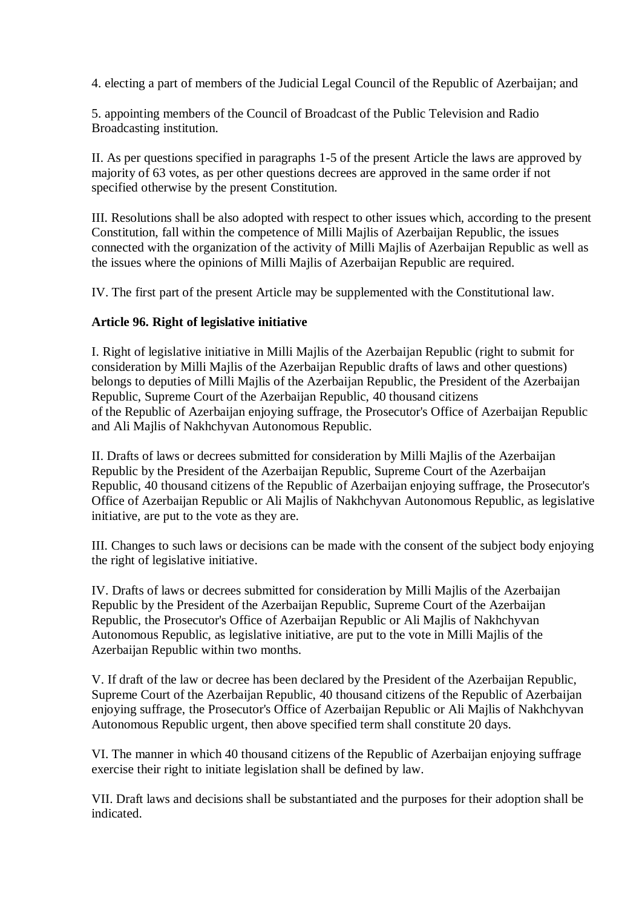4. electing a part of members of the Judicial Legal Council of the Republic of Azerbaijan; and

5. appointing members of the Council of Broadcast of the Public Television and Radio Broadcasting institution.

II. As per questions specified in paragraphs 1-5 of the present Article the laws are approved by majority of 63 votes, as per other questions decrees are approved in the same order if not specified otherwise by the present Constitution.

III. Resolutions shall be also adopted with respect to other issues which, according to the present Constitution, fall within the competence of Milli Majlis of Azerbaijan Republic, the issues connected with the organization of the activity of Milli Majlis of Azerbaijan Republic as well as the issues where the opinions of Milli Majlis of Azerbaijan Republic are required.

IV. The first part of the present Article may be supplemented with the Constitutional law.

**Article 96. Right of legislative initiative**

I. Right of legislative initiative in Milli Majlis of the Azerbaijan Republic (right to submit for consideration by Milli Majlis of the Azerbaijan Republic drafts of laws and other questions) belongs to deputies of Milli Majlis of the Azerbaijan Republic, the President of the Azerbaijan Republic, Supreme Court of the Azerbaijan Republic, 40 thousand citizens of the Republic of Azerbaijan enjoying suffrage, the Prosecutor's Office of Azerbaijan Republic and Ali Majlis of Nakhchyvan Autonomous Republic.

II. Drafts of laws or decrees submitted for consideration by Milli Majlis of the Azerbaijan Republic by the President of the Azerbaijan Republic, Supreme Court of the Azerbaijan Republic, 40 thousand citizens of the Republic of Azerbaijan enjoying suffrage, the Prosecutor's Office of Azerbaijan Republic or Ali Majlis of Nakhchyvan Autonomous Republic, as legislative initiative, are put to the vote as they are.

III. Changes to such laws or decisions can be made with the consent of the subject body enjoying the right of legislative initiative.

IV. Drafts of laws or decrees submitted for consideration by Milli Majlis of the Azerbaijan Republic by the President of the Azerbaijan Republic, Supreme Court of the Azerbaijan Republic, the Prosecutor's Office of Azerbaijan Republic or Ali Majlis of Nakhchyvan Autonomous Republic, as legislative initiative, are put to the vote in Milli Majlis of the Azerbaijan Republic within two months.

V. If draft of the law or decree has been declared by the President of the Azerbaijan Republic, Supreme Court of the Azerbaijan Republic, 40 thousand citizens of the Republic of Azerbaijan enjoying suffrage, the Prosecutor's Office of Azerbaijan Republic or Ali Majlis of Nakhchyvan Autonomous Republic urgent, then above specified term shall constitute 20 days.

VI. The manner in which 40 thousand citizens of the Republic of Azerbaijan enjoying suffrage exercise their right to initiate legislation shall be defined by law.

VII. Draft laws and decisions shall be substantiated and the purposes for their adoption shall be indicated.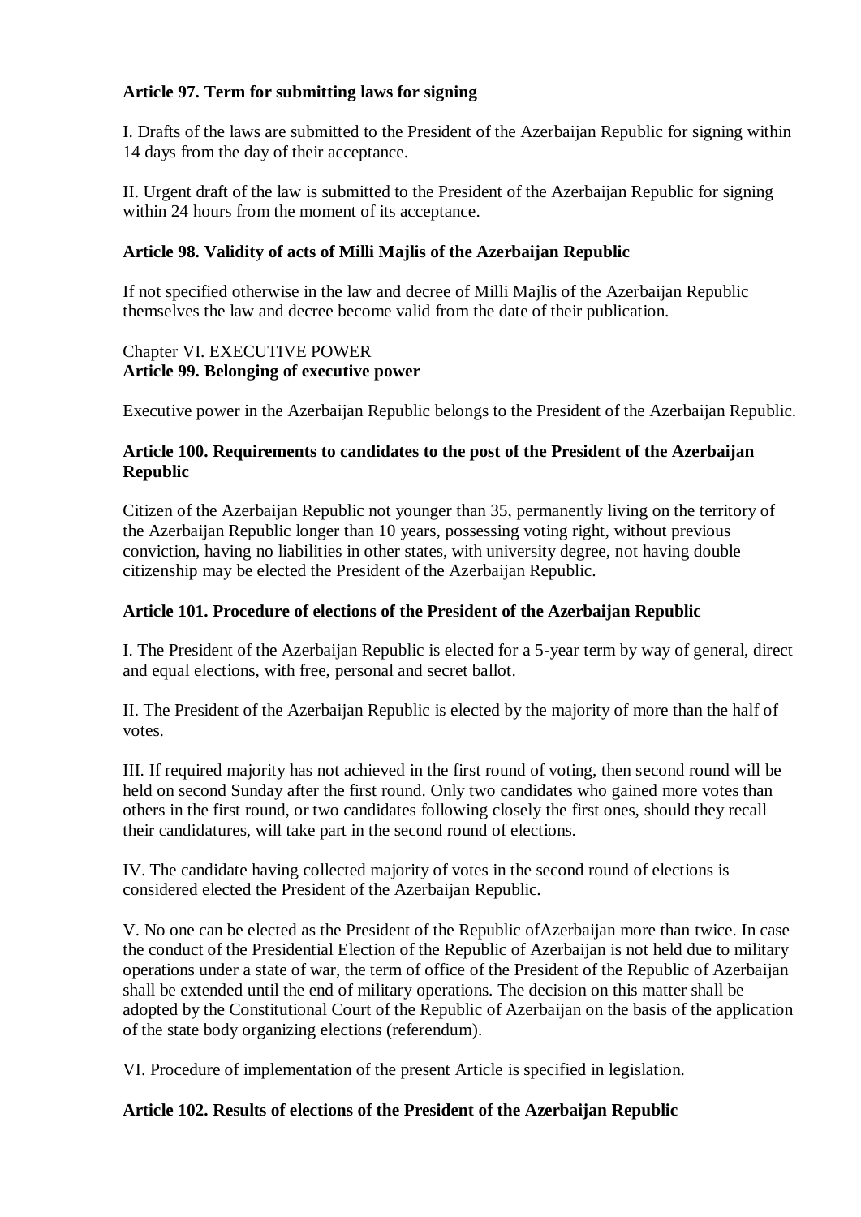**Article 97. Term for submitting laws for signing**

I. Drafts of the laws are submitted to the President of the Azerbaijan Republic for signing within 14 days from the day of their acceptance.

II. Urgent draft of the law is submitted to the President of the Azerbaijan Republic for signing within 24 hours from the moment of its acceptance.

**Article 98. Validity of acts of Milli Majlis of the Azerbaijan Republic**

If not specified otherwise in the law and decree of Milli Majlis of the Azerbaijan Republic themselves the law and decree become valid from the date of their publication.

## Chapter VI. EXECUTIVE POWER

**Article 99. Belonging of executive power**

Executive power in the Azerbaijan Republic belongs to the President of the Azerbaijan Republic.

**Article 100. Requirements to candidates to the post of the President of the Azerbaijan Republic**

Citizen of the Azerbaijan Republic not younger than 35, permanently living on the territory of the Azerbaijan Republic longer than 10 years, possessing voting right, without previous conviction, having no liabilities in other states, with university degree, not having double citizenship may be elected the President of the Azerbaijan Republic.

**Article 101. Procedure of elections of the President of the Azerbaijan Republic**

I. The President of the Azerbaijan Republic is elected for a 5-year term by way of general, direct and equal elections, with free, personal and secret ballot.

II. The President of the Azerbaijan Republic is elected by the majority of more than the half of votes.

III. If required majority has not achieved in the first round of voting, then second round will be held on second Sunday after the first round. Only two candidates who gained more votes than others in the first round, or two candidates following closely the first ones, should they recall their candidatures, will take part in the second round of elections.

IV. The candidate having collected majority of votes in the second round of elections is considered elected the President of the Azerbaijan Republic.

V. No one can be elected as the President of the Republic ofAzerbaijan more than twice. In case the conduct of the Presidential Election of the Republic of Azerbaijan is not held due to military operations under a state of war, the term of office of the President of the Republic of Azerbaijan shall be extended until the end of military operations. The decision on this matter shall be adopted by the Constitutional Court of the Republic of Azerbaijan on the basis of the application of the state body organizing elections (referendum).

VI. Procedure of implementation of the present Article is specified in legislation.

**Article 102. Results of elections of the President of the Azerbaijan Republic**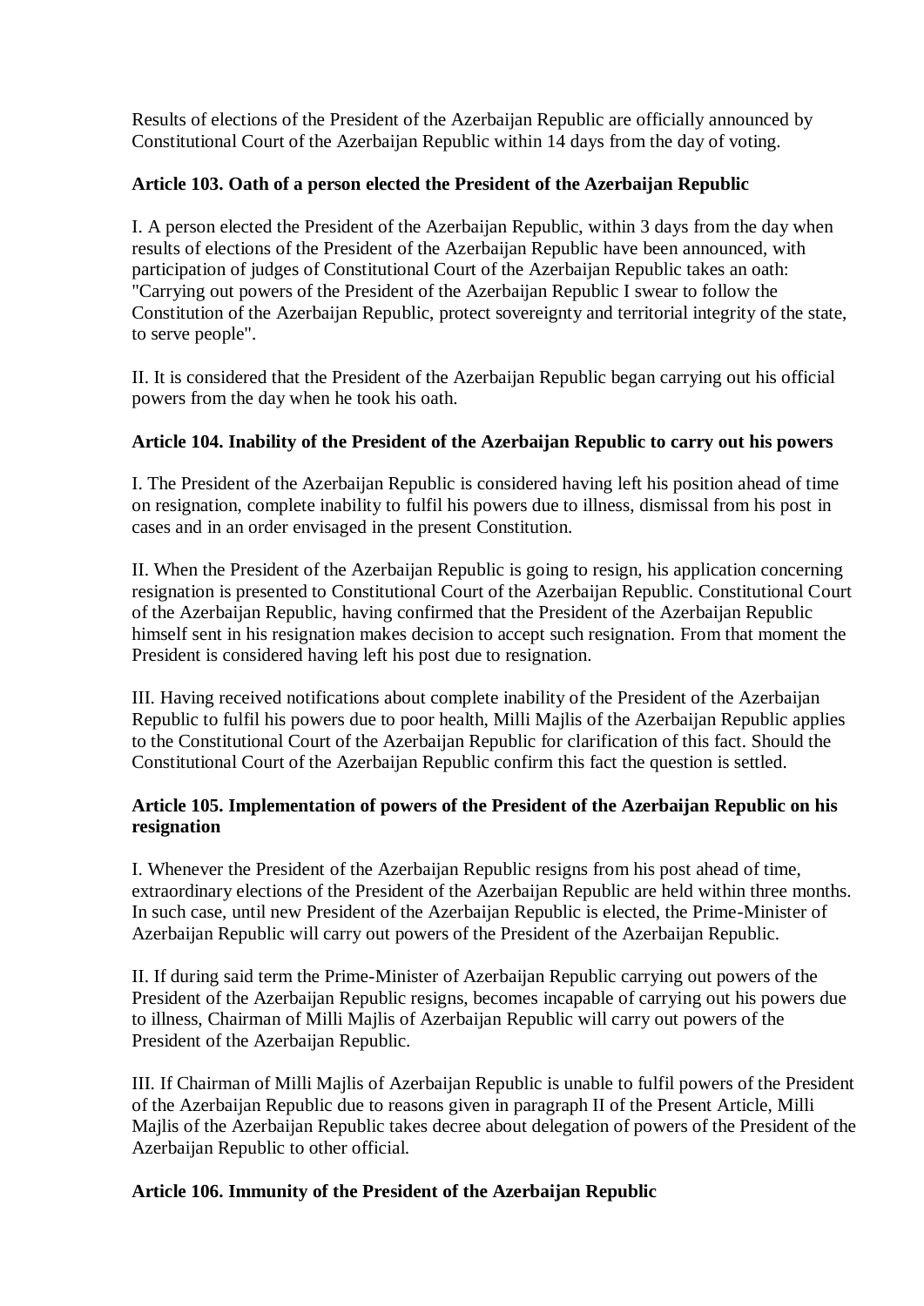Results of elections of the President of the Azerbaijan Republic are officially announced by Constitutional Court of the Azerbaijan Republic within 14 days from the day of voting.

**Article 103. Oath of a person elected the President of the Azerbaijan Republic**

I. A person elected the President of the Azerbaijan Republic, within 3 days from the day when results of elections of the President of the Azerbaijan Republic have been announced, with participation of judges of Constitutional Court of the Azerbaijan Republic takes an oath: "Carrying out powers of the President of the Azerbaijan Republic I swear to follow the Constitution of the Azerbaijan Republic, protect sovereignty and territorial integrity of the state, to serve people".

II. It is considered that the President of the Azerbaijan Republic began carrying out his official powers from the day when he took his oath.

**Article 104. Inability of the President of the Azerbaijan Republic to carry out his powers**

I. The President of the Azerbaijan Republic is considered having left his position ahead of time on resignation, complete inability to fulfil his powers due to illness, dismissal from his post in cases and in an order envisaged in the present Constitution.

II. When the President of the Azerbaijan Republic is going to resign, his application concerning resignation is presented to Constitutional Court of the Azerbaijan Republic. Constitutional Court of the Azerbaijan Republic, having confirmed that the President of the Azerbaijan Republic himself sent in his resignation makes decision to accept such resignation. From that moment the President is considered having left his post due to resignation.

III. Having received notifications about complete inability of the President of the Azerbaijan Republic to fulfil his powers due to poor health, Milli Majlis of the Azerbaijan Republic applies to the Constitutional Court of the Azerbaijan Republic for clarification of this fact. Should the Constitutional Court of the Azerbaijan Republic confirm this fact the question is settled.

**Article 105. Implementation of powers of the President of the Azerbaijan Republic on his resignation**

I. Whenever the President of the Azerbaijan Republic resigns from his post ahead of time, extraordinary elections of the President of the Azerbaijan Republic are held within three months. In such case, until new President of the Azerbaijan Republic is elected, the Prime-Minister of Azerbaijan Republic will carry out powers of the President of the Azerbaijan Republic.

II. If during said term the Prime-Minister of Azerbaijan Republic carrying out powers of the President of the Azerbaijan Republic resigns, becomes incapable of carrying out his powers due to illness, Chairman of Milli Majlis of Azerbaijan Republic will carry out powers of the President of the Azerbaijan Republic.

III. If Chairman of Milli Majlis of Azerbaijan Republic is unable to fulfil powers of the President of the Azerbaijan Republic due to reasons given in paragraph II of the Present Article, Milli Majlis of the Azerbaijan Republic takes decree about delegation of powers of the President of the Azerbaijan Republic to other official.

**Article 106. Immunity of the President of the Azerbaijan Republic**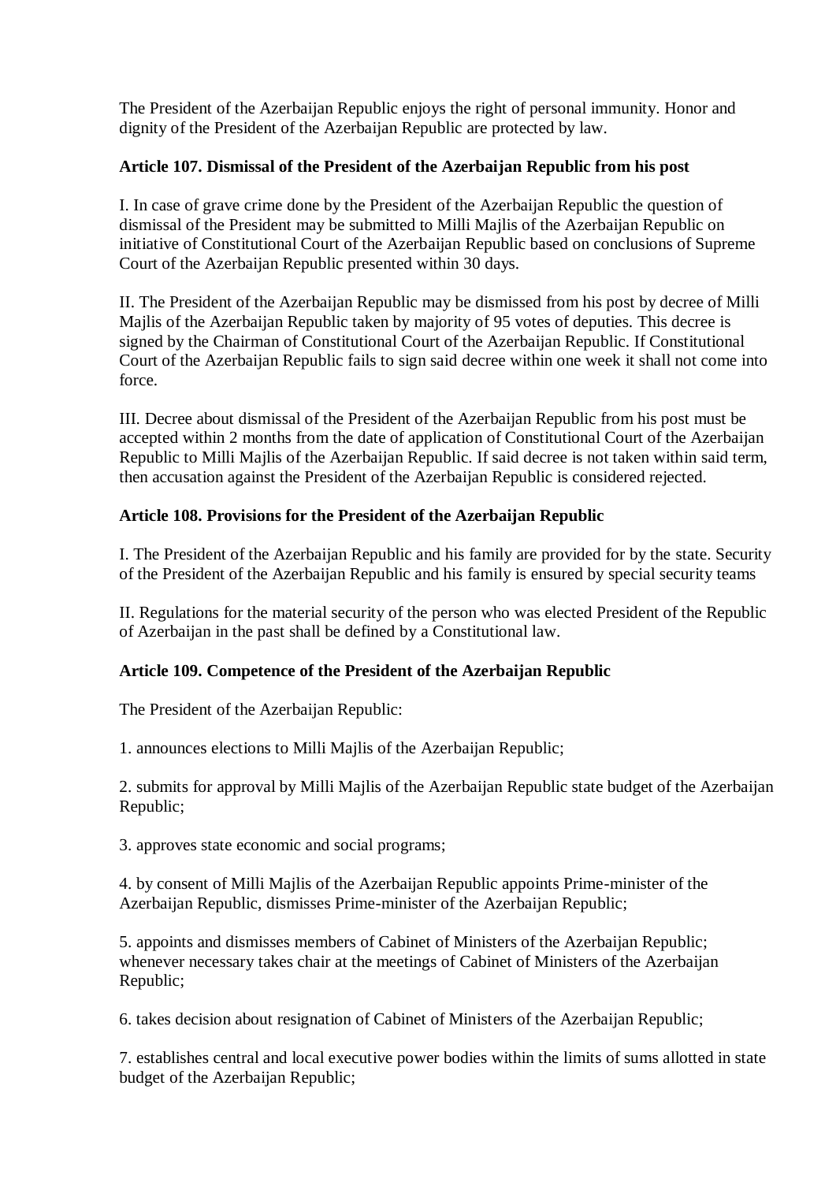The President of the Azerbaijan Republic enjoys the right of personal immunity. Honor and dignity of the President of the Azerbaijan Republic are protected by law.

**Article 107. Dismissal of the President of the Azerbaijan Republic from his post**

I. In case of grave crime done by the President of the Azerbaijan Republic the question of dismissal of the President may be submitted to Milli Majlis of the Azerbaijan Republic on initiative of Constitutional Court of the Azerbaijan Republic based on conclusions of Supreme Court of the Azerbaijan Republic presented within 30 days.

II. The President of the Azerbaijan Republic may be dismissed from his post by decree of Milli Majlis of the Azerbaijan Republic taken by majority of 95 votes of deputies. This decree is signed by the Chairman of Constitutional Court of the Azerbaijan Republic. If Constitutional Court of the Azerbaijan Republic fails to sign said decree within one week it shall not come into force.

III. Decree about dismissal of the President of the Azerbaijan Republic from his post must be accepted within 2 months from the date of application of Constitutional Court of the Azerbaijan Republic to Milli Majlis of the Azerbaijan Republic. If said decree is not taken within said term, then accusation against the President of the Azerbaijan Republic is considered rejected.

**Article 108. Provisions for the President of the Azerbaijan Republic**

I. The President of the Azerbaijan Republic and his family are provided for by the state. Security of the President of the Azerbaijan Republic and his family is ensured by special security teams

II. Regulations for the material security of the person who was elected President of the Republic of Azerbaijan in the past shall be defined by a Constitutional law.

**Article 109. Competence of the President of the Azerbaijan Republic**

The President of the Azerbaijan Republic:

1. announces elections to Milli Majlis of the Azerbaijan Republic;

2. submits for approval by Milli Majlis of the Azerbaijan Republic state budget of the Azerbaijan Republic;

3. approves state economic and social programs;

4. by consent of Milli Majlis of the Azerbaijan Republic appoints Prime-minister of the Azerbaijan Republic, dismisses Prime-minister of the Azerbaijan Republic;

5. appoints and dismisses members of Cabinet of Ministers of the Azerbaijan Republic; whenever necessary takes chair at the meetings of Cabinet of Ministers of the Azerbaijan Republic;

6. takes decision about resignation of Cabinet of Ministers of the Azerbaijan Republic;

7. establishes central and local executive power bodies within the limits of sums allotted in state budget of the Azerbaijan Republic;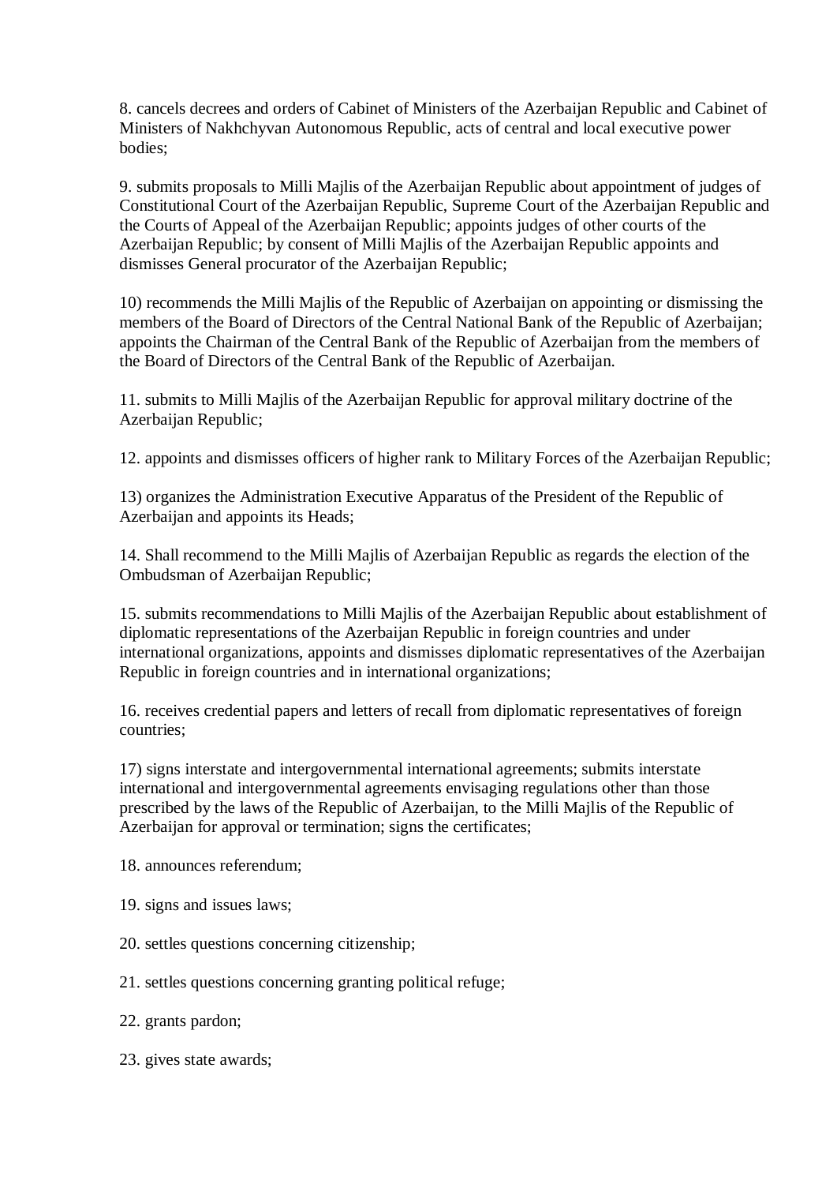8. cancels decrees and orders of Cabinet of Ministers of the Azerbaijan Republic and Cabinet of Ministers of Nakhchyvan Autonomous Republic, acts of central and local executive power bodies;

9. submits proposals to Milli Majlis of the Azerbaijan Republic about appointment of judges of Constitutional Court of the Azerbaijan Republic, Supreme Court of the Azerbaijan Republic and the Courts of Appeal of the Azerbaijan Republic; appoints judges of other courts of the Azerbaijan Republic; by consent of Milli Majlis of the Azerbaijan Republic appoints and dismisses General procurator of the Azerbaijan Republic;

10) recommends the Milli Majlis of the Republic of Azerbaijan on appointing or dismissing the members of the Board of Directors of the Central National Bank of the Republic of Azerbaijan; appoints the Chairman of the Central Bank of the Republic of Azerbaijan from the members of the Board of Directors of the Central Bank of the Republic of Azerbaijan.

11. submits to Milli Majlis of the Azerbaijan Republic for approval military doctrine of the Azerbaijan Republic;

12. appoints and dismisses officers of higher rank to Military Forces of the Azerbaijan Republic;

13) organizes the Administration Executive Apparatus of the President of the Republic of Azerbaijan and appoints its Heads;

14. Shall recommend to the Milli Majlis of Azerbaijan Republic as regards the election of the Ombudsman of Azerbaijan Republic;

15. submits recommendations to Milli Majlis of the Azerbaijan Republic about establishment of diplomatic representations of the Azerbaijan Republic in foreign countries and under international organizations, appoints and dismisses diplomatic representatives of the Azerbaijan Republic in foreign countries and in international organizations;

16. receives credential papers and letters of recall from diplomatic representatives of foreign countries;

17) signs interstate and intergovernmental international agreements; submits interstate international and intergovernmental agreements envisaging regulations other than those prescribed by the laws of the Republic of Azerbaijan, to the Milli Majlis of the Republic of Azerbaijan for approval or termination; signs the certificates;

18. announces referendum;

19. signs and issues laws;

20. settles questions concerning citizenship;

21. settles questions concerning granting political refuge;

22. grants pardon;

23. gives state awards;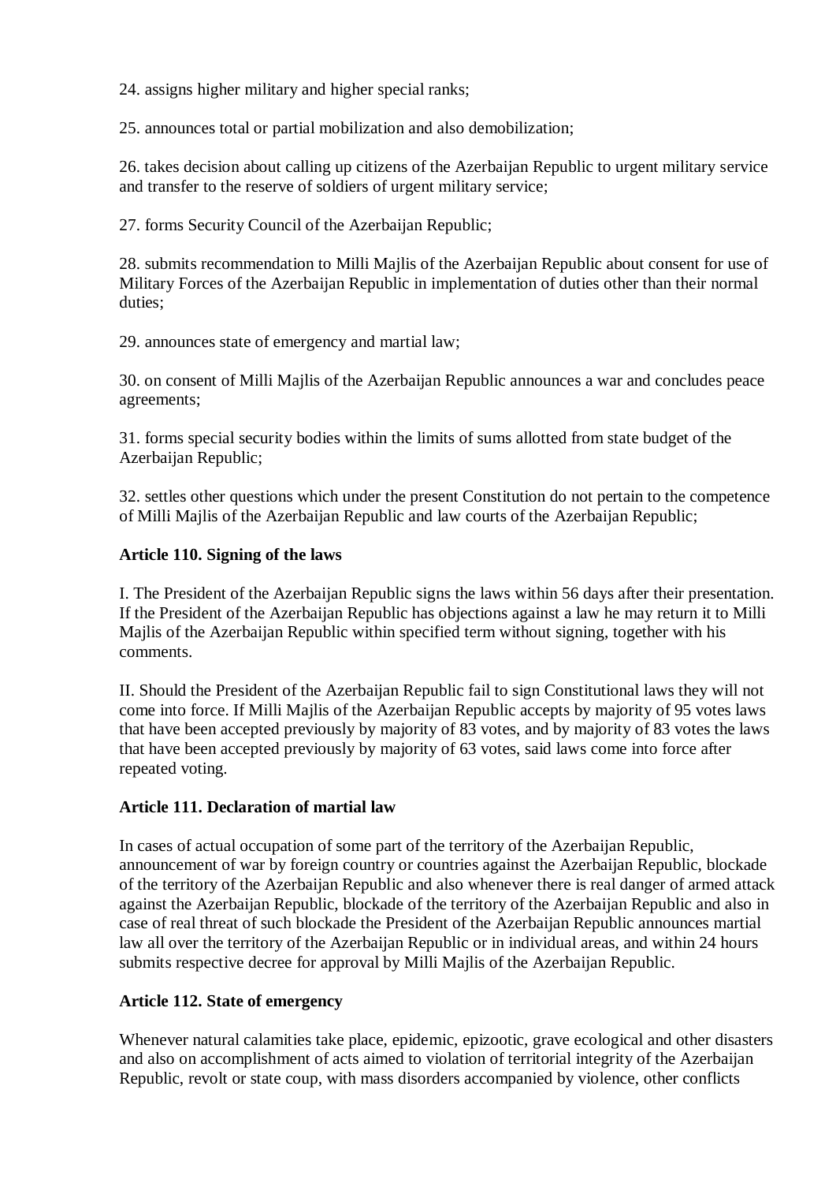24. assigns higher military and higher special ranks;

25. announces total or partial mobilization and also demobilization;

26. takes decision about calling up citizens of the Azerbaijan Republic to urgent military service and transfer to the reserve of soldiers of urgent military service;

27. forms Security Council of the Azerbaijan Republic;

28. submits recommendation to Milli Majlis of the Azerbaijan Republic about consent for use of Military Forces of the Azerbaijan Republic in implementation of duties other than their normal duties;

29. announces state of emergency and martial law;

30. on consent of Milli Majlis of the Azerbaijan Republic announces a war and concludes peace agreements;

31. forms special security bodies within the limits of sums allotted from state budget of the Azerbaijan Republic;

32. settles other questions which under the present Constitution do not pertain to the competence of Milli Majlis of the Azerbaijan Republic and law courts of the Azerbaijan Republic;

**Article 110. Signing of the laws**

I. The President of the Azerbaijan Republic signs the laws within 56 days after their presentation. If the President of the Azerbaijan Republic has objections against a law he may return it to Milli Majlis of the Azerbaijan Republic within specified term without signing, together with his comments.

II. Should the President of the Azerbaijan Republic fail to sign Constitutional laws they will not come into force. If Milli Majlis of the Azerbaijan Republic accepts by majority of 95 votes laws that have been accepted previously by majority of 83 votes, and by majority of 83 votes the laws that have been accepted previously by majority of 63 votes, said laws come into force after repeated voting.

**Article 111. Declaration of martial law**

In cases of actual occupation of some part of the territory of the Azerbaijan Republic, announcement of war by foreign country or countries against the Azerbaijan Republic, blockade of the territory of the Azerbaijan Republic and also whenever there is real danger of armed attack against the Azerbaijan Republic, blockade of the territory of the Azerbaijan Republic and also in case of real threat of such blockade the President of the Azerbaijan Republic announces martial law all over the territory of the Azerbaijan Republic or in individual areas, and within 24 hours submits respective decree for approval by Milli Majlis of the Azerbaijan Republic.

**Article 112. State of emergency**

Whenever natural calamities take place, epidemic, epizootic, grave ecological and other disasters and also on accomplishment of acts aimed to violation of territorial integrity of the Azerbaijan Republic, revolt or state coup, with mass disorders accompanied by violence, other conflicts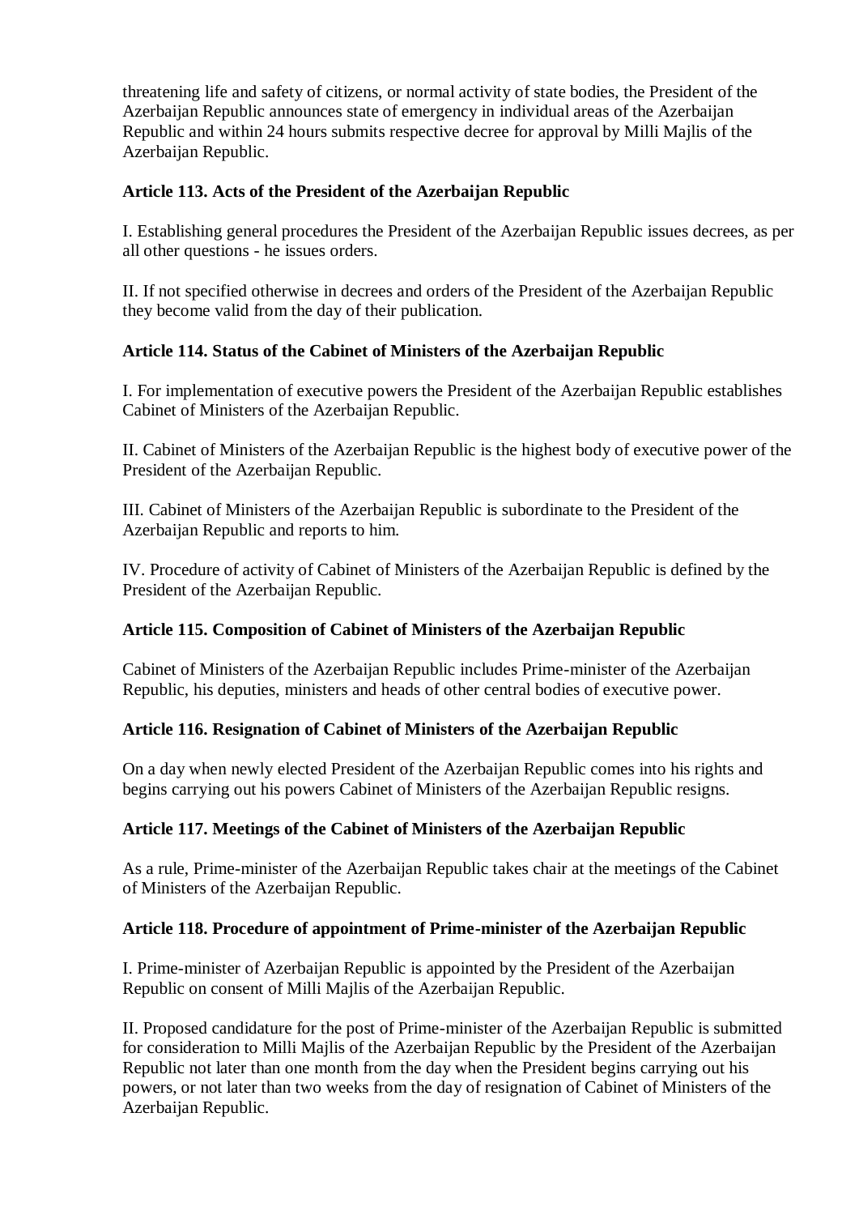threatening life and safety of citizens, or normal activity of state bodies, the President of the Azerbaijan Republic announces state of emergency in individual areas of the Azerbaijan Republic and within 24 hours submits respective decree for approval by Milli Majlis of the Azerbaijan Republic.

### Article 113. Acts of the President of the Azerbaijan Republic

I. Establishing general procedures the President of the Azerbaijan Republic issues decrees, as per all other questions - he issues orders.

II. If not specified otherwise in decrees and orders of the President of the Azerbaijan Republic they become valid from the day of their publication.

### Article 114. Status of the Cabinet of Ministers of the Azerbaijan Republic

I. For implementation of executive powers the President of the Azerbaijan Republic establishes Cabinet of Ministers of the Azerbaijan Republic.

II. Cabinet of Ministers of the Azerbaijan Republic is the highest body of executive power of the President of the Azerbaijan Republic.

III. Cabinet of Ministers of the Azerbaijan Republic is subordinate to the President of the Azerbaijan Republic and reports to him.

IV. Procedure of activity of Cabinet of Ministers of the Azerbaijan Republic is defined by the President of the Azerbaijan Republic.

### Article 115. Composition of Cabinet of Ministers of the Azerbaijan Republic

Cabinet of Ministers of the Azerbaijan Republic includes Prime-minister of the Azerbaijan Republic, his deputies, ministers and heads of other central bodies of executive power.

### Article 116. Resignation of Cabinet of Ministers of the Azerbaijan Republic

On a day when newly elected President of the Azerbaijan Republic comes into his rights and begins carrying out his powers Cabinet of Ministers of the Azerbaijan Republic resigns.

### Article 117. Meetings of the Cabinet of Ministers of the Azerbaijan Republic

As a rule, Prime-minister of the Azerbaijan Republic takes chair at the meetings of the Cabinet of Ministers of the Azerbaijan Republic.

### Article 118. Procedure of appointment of Prime-minister of the Azerbaijan Republic

I. Prime-minister of Azerbaijan Republic is appointed by the President of the Azerbaijan Republic on consent of Milli Majlis of the Azerbaijan Republic.

II. Proposed candidature for the post of Prime-minister of the Azerbaijan Republic is submitted for consideration to Milli Majlis of the Azerbaijan Republic by the President of the Azerbaijan Republic not later than one month from the day when the President begins carrying out his powers, or not later than two weeks from the day of resignation of Cabinet of Ministers of the Azerbaijan Republic.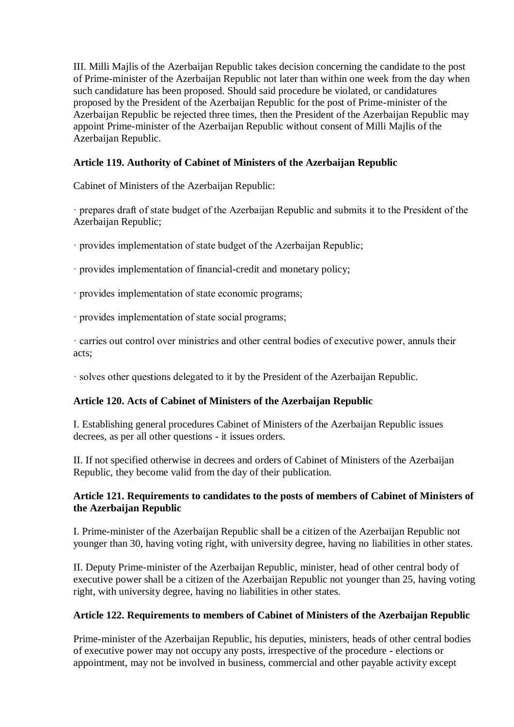III. Milli Majlis of the Azerbaijan Republic takes decision concerning the candidate to the post of Prime-minister of the Azerbaijan Republic not later than within one week from the day when such candidature has been proposed. Should said procedure be violated, or candidatures proposed by the President of the Azerbaijan Republic for the post of Prime-minister of the Azerbaijan Republic be rejected three times, then the President of the Azerbaijan Republic may appoint Prime-minister of the Azerbaijan Republic without consent of Milli Majlis of the Azerbaijan Republic.

**Article 119. Authority of Cabinet of Ministers of the Azerbaijan Republic**

Cabinet of Ministers of the Azerbaijan Republic:

· prepares draft of state budget of the Azerbaijan Republic and submits it to the President of the Azerbaijan Republic;

· provides implementation of state budget of the Azerbaijan Republic;

· provides implementation of financial-credit and monetary policy;

· provides implementation of state economic programs;

· provides implementation of state social programs;

· carries out control over ministries and other central bodies of executive power, annuls their acts;

· solves other questions delegated to it by the President of the Azerbaijan Republic.

**Article 120. Acts of Cabinet of Ministers of the Azerbaijan Republic**

I. Establishing general procedures Cabinet of Ministers of the Azerbaijan Republic issues decrees, as per all other questions - it issues orders.

II. If not specified otherwise in decrees and orders of Cabinet of Ministers of the Azerbaijan Republic, they become valid from the day of their publication.

**Article 121. Requirements to candidates to the posts of members of Cabinet of Ministers of the Azerbaijan Republic**

I. Prime-minister of the Azerbaijan Republic shall be a citizen of the Azerbaijan Republic not younger than 30, having voting right, with university degree, having no liabilities in other states.

II. Deputy Prime-minister of the Azerbaijan Republic, minister, head of other central body of executive power shall be a citizen of the Azerbaijan Republic not younger than 25, having voting right, with university degree, having no liabilities in other states.

**Article 122. Requirements to members of Cabinet of Ministers of the Azerbaijan Republic**

Prime-minister of the Azerbaijan Republic, his deputies, ministers, heads of other central bodies of executive power may not occupy any posts, irrespective of the procedure - elections or appointment, may not be involved in business, commercial and other payable activity except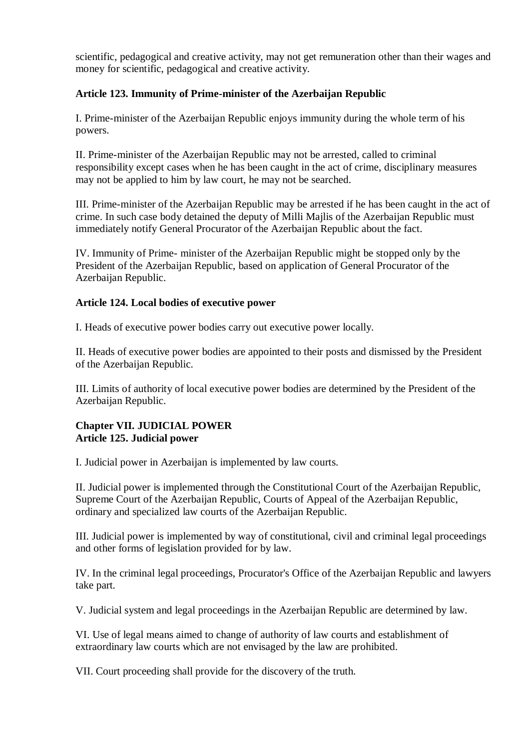scientific, pedagogical and creative activity, may not get remuneration other than their wages and money for scientific, pedagogical and creative activity.

### Article 123. Immunity of Prime-minister of the Azerbaijan Republic

I. Prime-minister of the Azerbaijan Republic enjoys immunity during the whole term of his powers.

II. Prime-minister of the Azerbaijan Republic may not be arrested, called to criminal responsibility except cases when he has been caught in the act of crime, disciplinary measures may not be applied to him by law court, he may not be searched.

III. Prime-minister of the Azerbaijan Republic may be arrested if he has been caught in the act of crime. In such case body detained the deputy of Milli Majlis of the Azerbaijan Republic must immediately notify General Procurator of the Azerbaijan Republic about the fact.

IV. Immunity of Prime- minister of the Azerbaijan Republic might be stopped only by the President of the Azerbaijan Republic, based on application of General Procurator of the Azerbaijan Republic.

### Article 124. Local bodies of executive power

I. Heads of executive power bodies carry out executive power locally.

II. Heads of executive power bodies are appointed to their posts and dismissed by the President of the Azerbaijan Republic.

III. Limits of authority of local executive power bodies are determined by the President of the Azerbaijan Republic.

## Chapter VII. JUDICIAL POWER

### Article 125. Judicial power

I. Judicial power in Azerbaijan is implemented by law courts.

II. Judicial power is implemented through the Constitutional Court of the Azerbaijan Republic, Supreme Court of the Azerbaijan Republic, Courts of Appeal of the Azerbaijan Republic, ordinary and specialized law courts of the Azerbaijan Republic.

III. Judicial power is implemented by way of constitutional, civil and criminal legal proceedings and other forms of legislation provided for by law.

IV. In the criminal legal proceedings, Procurator's Office of the Azerbaijan Republic and lawyers take part.

V. Judicial system and legal proceedings in the Azerbaijan Republic are determined by law.

VI. Use of legal means aimed to change of authority of law courts and establishment of extraordinary law courts which are not envisaged by the law are prohibited.

VII. Court proceeding shall provide for the discovery of the truth.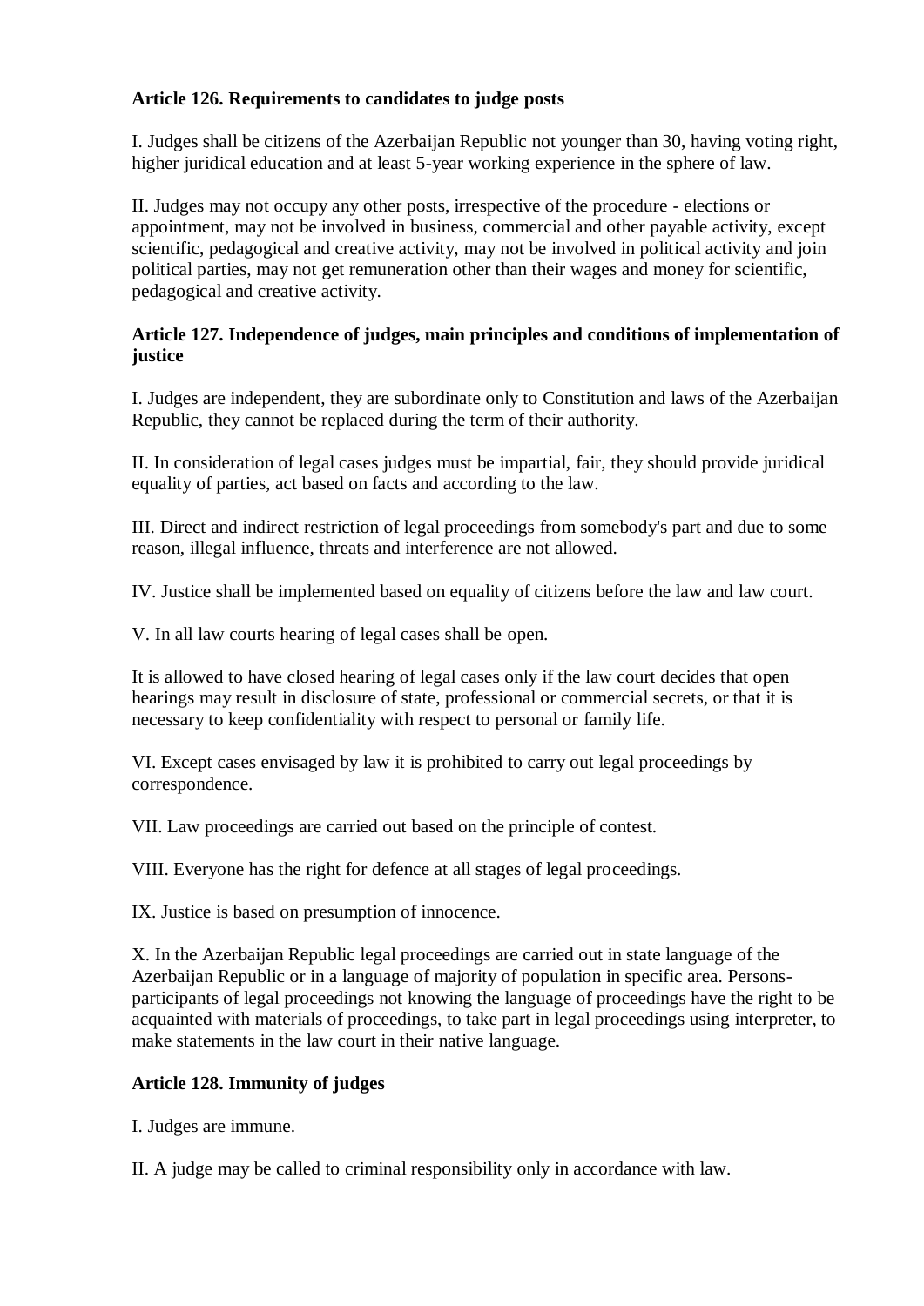**Article 126. Requirements to candidates to judge posts**

I. Judges shall be citizens of the Azerbaijan Republic not younger than 30, having voting right, higher juridical education and at least 5-year working experience in the sphere of law.

II. Judges may not occupy any other posts, irrespective of the procedure - elections or appointment, may not be involved in business, commercial and other payable activity, except scientific, pedagogical and creative activity, may not be involved in political activity and join political parties, may not get remuneration other than their wages and money for scientific, pedagogical and creative activity.

**Article 127. Independence of judges, main principles and conditions of implementation of justice**

I. Judges are independent, they are subordinate only to Constitution and laws of the Azerbaijan Republic, they cannot be replaced during the term of their authority.

II. In consideration of legal cases judges must be impartial, fair, they should provide juridical equality of parties, act based on facts and according to the law.

III. Direct and indirect restriction of legal proceedings from somebody's part and due to some reason, illegal influence, threats and interference are not allowed.

IV. Justice shall be implemented based on equality of citizens before the law and law court.

V. In all law courts hearing of legal cases shall be open.

It is allowed to have closed hearing of legal cases only if the law court decides that open hearings may result in disclosure of state, professional or commercial secrets, or that it is necessary to keep confidentiality with respect to personal or family life.

VI. Except cases envisaged by law it is prohibited to carry out legal proceedings by correspondence.

VII. Law proceedings are carried out based on the principle of contest.

VIII. Everyone has the right for defence at all stages of legal proceedings.

IX. Justice is based on presumption of innocence.

X. In the Azerbaijan Republic legal proceedings are carried out in state language of the Azerbaijan Republic or in a language of majority of population in specific area. Persons-participants of legal proceedings not knowing the language of proceedings have the right to be acquainted with materials of proceedings, to take part in legal proceedings using interpreter, to make statements in the law court in their native language.

**Article 128. Immunity of judges**

I. Judges are immune.

II. A judge may be called to criminal responsibility only in accordance with law.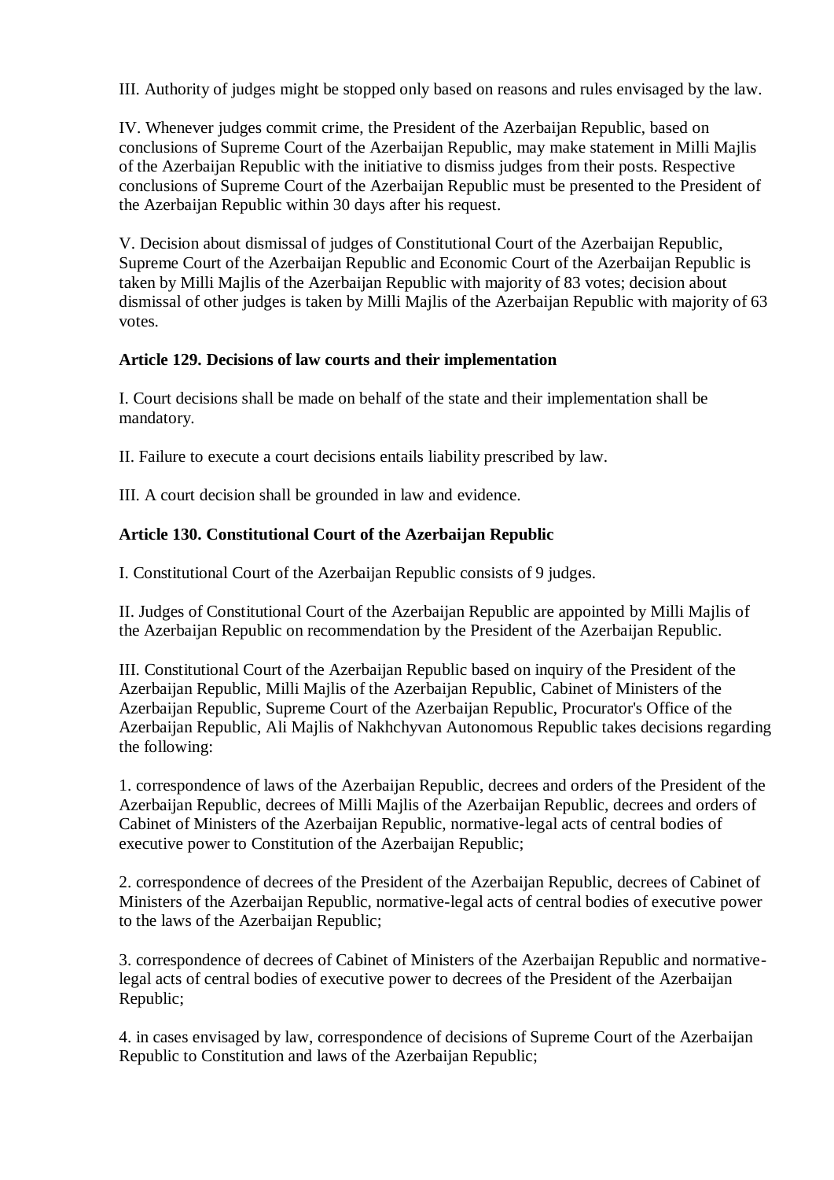III. Authority of judges might be stopped only based on reasons and rules envisaged by the law.

IV. Whenever judges commit crime, the President of the Azerbaijan Republic, based on conclusions of Supreme Court of the Azerbaijan Republic, may make statement in Milli Majlis of the Azerbaijan Republic with the initiative to dismiss judges from their posts. Respective conclusions of Supreme Court of the Azerbaijan Republic must be presented to the President of the Azerbaijan Republic within 30 days after his request.

V. Decision about dismissal of judges of Constitutional Court of the Azerbaijan Republic, Supreme Court of the Azerbaijan Republic and Economic Court of the Azerbaijan Republic is taken by Milli Majlis of the Azerbaijan Republic with majority of 83 votes; decision about dismissal of other judges is taken by Milli Majlis of the Azerbaijan Republic with majority of 63 votes.

**Article 129. Decisions of law courts and their implementation**

I. Court decisions shall be made on behalf of the state and their implementation shall be mandatory.

II. Failure to execute a court decisions entails liability prescribed by law.

III. A court decision shall be grounded in law and evidence.

**Article 130. Constitutional Court of the Azerbaijan Republic**

I. Constitutional Court of the Azerbaijan Republic consists of 9 judges.

II. Judges of Constitutional Court of the Azerbaijan Republic are appointed by Milli Majlis of the Azerbaijan Republic on recommendation by the President of the Azerbaijan Republic.

III. Constitutional Court of the Azerbaijan Republic based on inquiry of the President of the Azerbaijan Republic, Milli Majlis of the Azerbaijan Republic, Cabinet of Ministers of the Azerbaijan Republic, Supreme Court of the Azerbaijan Republic, Procurator's Office of the Azerbaijan Republic, Ali Majlis of Nakhchyvan Autonomous Republic takes decisions regarding the following:

1. correspondence of laws of the Azerbaijan Republic, decrees and orders of the President of the Azerbaijan Republic, decrees of Milli Majlis of the Azerbaijan Republic, decrees and orders of Cabinet of Ministers of the Azerbaijan Republic, normative-legal acts of central bodies of executive power to Constitution of the Azerbaijan Republic;

2. correspondence of decrees of the President of the Azerbaijan Republic, decrees of Cabinet of Ministers of the Azerbaijan Republic, normative-legal acts of central bodies of executive power to the laws of the Azerbaijan Republic;

3. correspondence of decrees of Cabinet of Ministers of the Azerbaijan Republic and normative-legal acts of central bodies of executive power to decrees of the President of the Azerbaijan Republic;

4. in cases envisaged by law, correspondence of decisions of Supreme Court of the Azerbaijan Republic to Constitution and laws of the Azerbaijan Republic;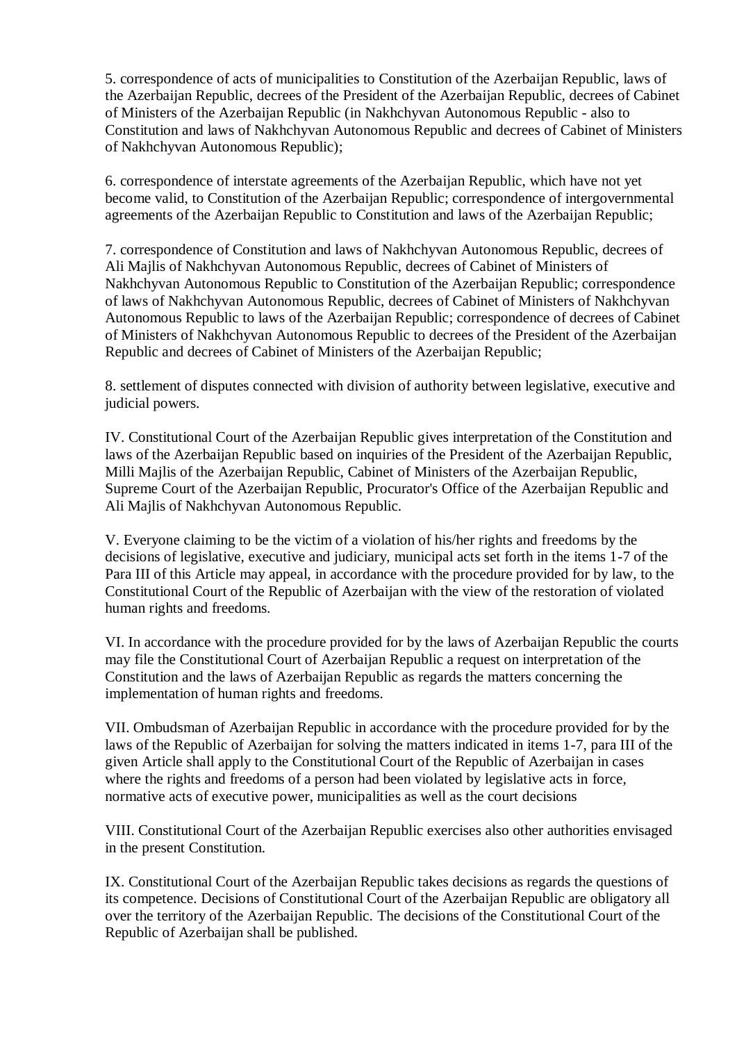5. correspondence of acts of municipalities to Constitution of the Azerbaijan Republic, laws of the Azerbaijan Republic, decrees of the President of the Azerbaijan Republic, decrees of Cabinet of Ministers of the Azerbaijan Republic (in Nakhchyvan Autonomous Republic - also to Constitution and laws of Nakhchyvan Autonomous Republic and decrees of Cabinet of Ministers of Nakhchyvan Autonomous Republic);

6. correspondence of interstate agreements of the Azerbaijan Republic, which have not yet become valid, to Constitution of the Azerbaijan Republic; correspondence of intergovernmental agreements of the Azerbaijan Republic to Constitution and laws of the Azerbaijan Republic;

7. correspondence of Constitution and laws of Nakhchyvan Autonomous Republic, decrees of Ali Majlis of Nakhchyvan Autonomous Republic, decrees of Cabinet of Ministers of Nakhchyvan Autonomous Republic to Constitution of the Azerbaijan Republic; correspondence of laws of Nakhchyvan Autonomous Republic, decrees of Cabinet of Ministers of Nakhchyvan Autonomous Republic to laws of the Azerbaijan Republic; correspondence of decrees of Cabinet of Ministers of Nakhchyvan Autonomous Republic to decrees of the President of the Azerbaijan Republic and decrees of Cabinet of Ministers of the Azerbaijan Republic;

8. settlement of disputes connected with division of authority between legislative, executive and judicial powers.

IV. Constitutional Court of the Azerbaijan Republic gives interpretation of the Constitution and laws of the Azerbaijan Republic based on inquiries of the President of the Azerbaijan Republic, Milli Majlis of the Azerbaijan Republic, Cabinet of Ministers of the Azerbaijan Republic, Supreme Court of the Azerbaijan Republic, Procurator's Office of the Azerbaijan Republic and Ali Majlis of Nakhchyvan Autonomous Republic.

V. Everyone claiming to be the victim of a violation of his/her rights and freedoms by the decisions of legislative, executive and judiciary, municipal acts set forth in the items 1-7 of the Para III of this Article may appeal, in accordance with the procedure provided for by law, to the Constitutional Court of the Republic of Azerbaijan with the view of the restoration of violated human rights and freedoms.

VI. In accordance with the procedure provided for by the laws of Azerbaijan Republic the courts may file the Constitutional Court of Azerbaijan Republic a request on interpretation of the Constitution and the laws of Azerbaijan Republic as regards the matters concerning the implementation of human rights and freedoms.

VII. Ombudsman of Azerbaijan Republic in accordance with the procedure provided for by the laws of the Republic of Azerbaijan for solving the matters indicated in items 1-7, para III of the given Article shall apply to the Constitutional Court of the Republic of Azerbaijan in cases where the rights and freedoms of a person had been violated by legislative acts in force, normative acts of executive power, municipalities as well as the court decisions

VIII. Constitutional Court of the Azerbaijan Republic exercises also other authorities envisaged in the present Constitution.

IX. Constitutional Court of the Azerbaijan Republic takes decisions as regards the questions of its competence. Decisions of Constitutional Court of the Azerbaijan Republic are obligatory all over the territory of the Azerbaijan Republic. The decisions of the Constitutional Court of the Republic of Azerbaijan shall be published.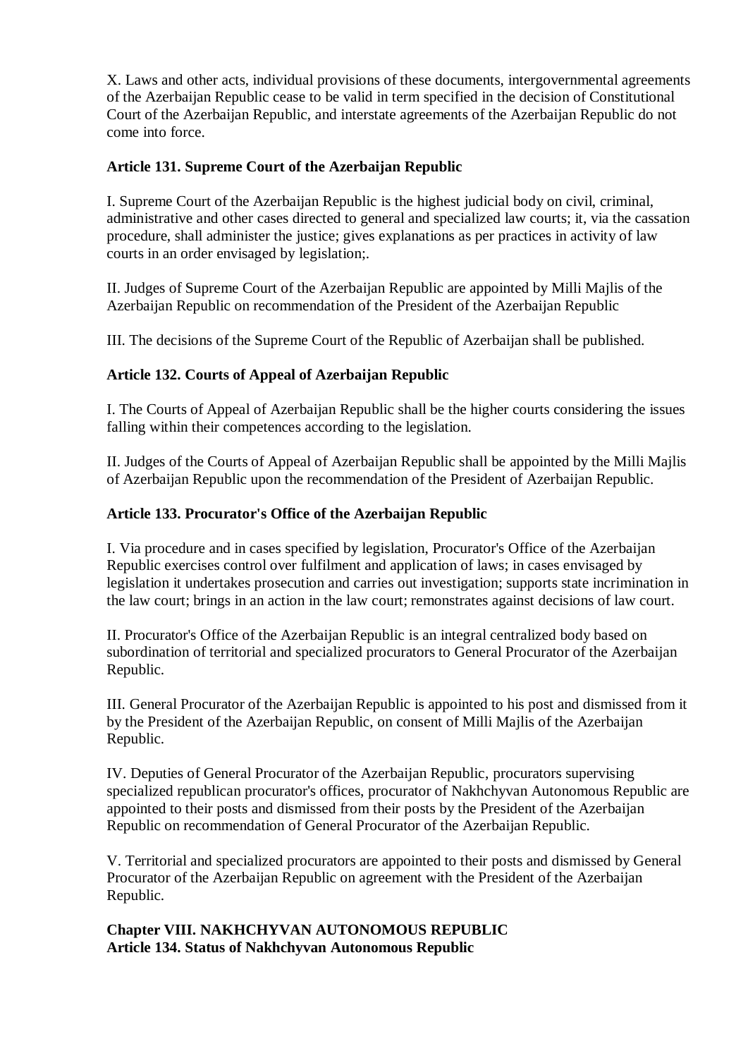X. Laws and other acts, individual provisions of these documents, intergovernmental agreements of the Azerbaijan Republic cease to be valid in term specified in the decision of Constitutional Court of the Azerbaijan Republic, and interstate agreements of the Azerbaijan Republic do not come into force.

### Article 131. Supreme Court of the Azerbaijan Republic

I. Supreme Court of the Azerbaijan Republic is the highest judicial body on civil, criminal, administrative and other cases directed to general and specialized law courts; it, via the cassation procedure, shall administer the justice; gives explanations as per practices in activity of law courts in an order envisaged by legislation;.

II. Judges of Supreme Court of the Azerbaijan Republic are appointed by Milli Majlis of the Azerbaijan Republic on recommendation of the President of the Azerbaijan Republic

III. The decisions of the Supreme Court of the Republic of Azerbaijan shall be published.

### Article 132. Courts of Appeal of Azerbaijan Republic

I. The Courts of Appeal of Azerbaijan Republic shall be the higher courts considering the issues falling within their competences according to the legislation.

II. Judges of the Courts of Appeal of Azerbaijan Republic shall be appointed by the Milli Majlis of Azerbaijan Republic upon the recommendation of the President of Azerbaijan Republic.

### Article 133. Procurator's Office of the Azerbaijan Republic

I. Via procedure and in cases specified by legislation, Procurator's Office of the Azerbaijan Republic exercises control over fulfilment and application of laws; in cases envisaged by legislation it undertakes prosecution and carries out investigation; supports state incrimination in the law court; brings in an action in the law court; remonstrates against decisions of law court.

II. Procurator's Office of the Azerbaijan Republic is an integral centralized body based on subordination of territorial and specialized procurators to General Procurator of the Azerbaijan Republic.

III. General Procurator of the Azerbaijan Republic is appointed to his post and dismissed from it by the President of the Azerbaijan Republic, on consent of Milli Majlis of the Azerbaijan Republic.

IV. Deputies of General Procurator of the Azerbaijan Republic, procurators supervising specialized republican procurator's offices, procurator of Nakhchyvan Autonomous Republic are appointed to their posts and dismissed from their posts by the President of the Azerbaijan Republic on recommendation of General Procurator of the Azerbaijan Republic.

V. Territorial and specialized procurators are appointed to their posts and dismissed by General Procurator of the Azerbaijan Republic on agreement with the President of the Azerbaijan Republic.

## Chapter VIII. NAKHCHYVAN AUTONOMOUS REPUBLIC

### Article 134. Status of Nakhchyvan Autonomous Republic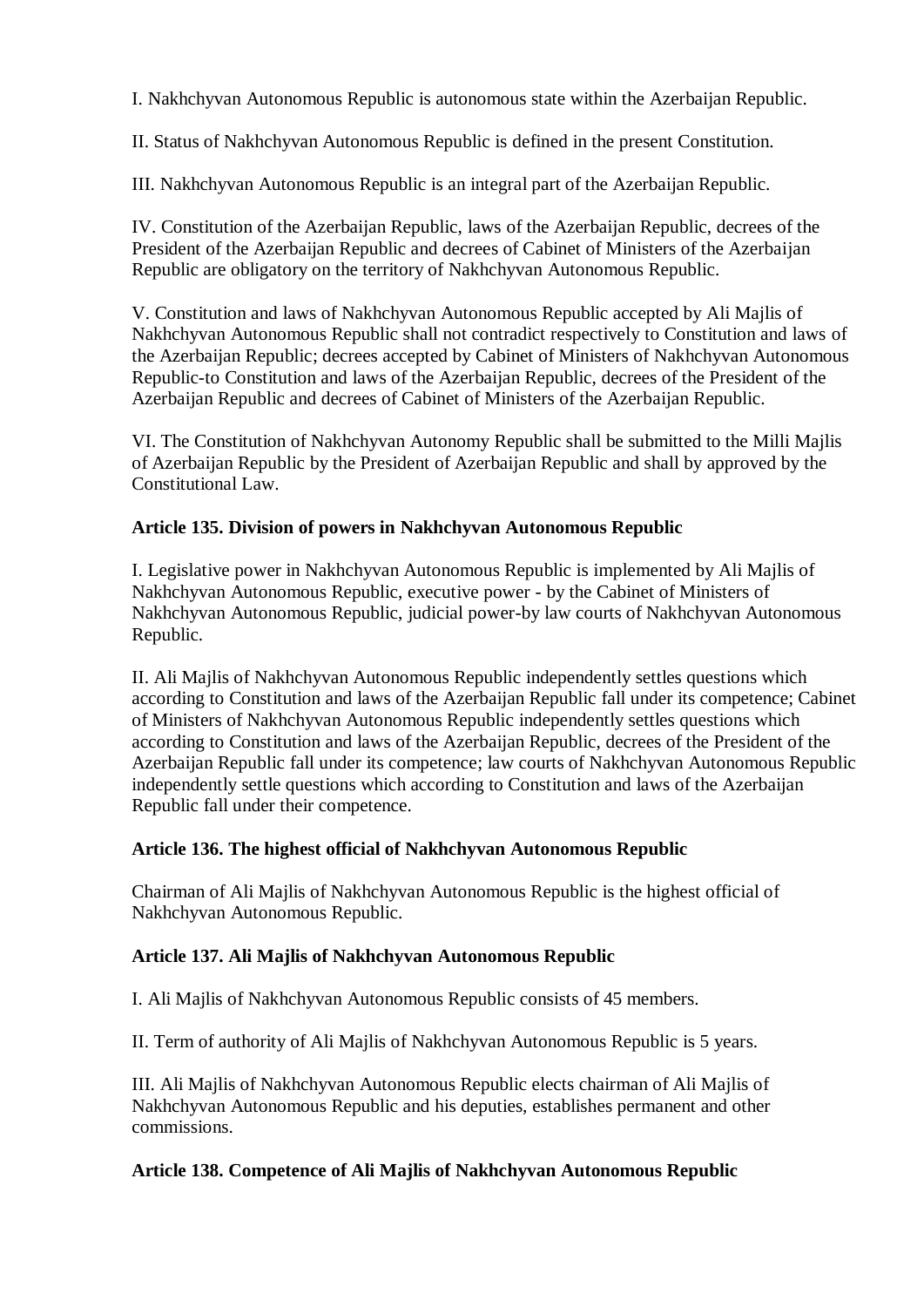I. Nakhchyvan Autonomous Republic is autonomous state within the Azerbaijan Republic.

II. Status of Nakhchyvan Autonomous Republic is defined in the present Constitution.

III. Nakhchyvan Autonomous Republic is an integral part of the Azerbaijan Republic.

IV. Constitution of the Azerbaijan Republic, laws of the Azerbaijan Republic, decrees of the President of the Azerbaijan Republic and decrees of Cabinet of Ministers of the Azerbaijan Republic are obligatory on the territory of Nakhchyvan Autonomous Republic.

V. Constitution and laws of Nakhchyvan Autonomous Republic accepted by Ali Majlis of Nakhchyvan Autonomous Republic shall not contradict respectively to Constitution and laws of the Azerbaijan Republic; decrees accepted by Cabinet of Ministers of Nakhchyvan Autonomous Republic-to Constitution and laws of the Azerbaijan Republic, decrees of the President of the Azerbaijan Republic and decrees of Cabinet of Ministers of the Azerbaijan Republic.

VI. The Constitution of Nakhchyvan Autonomy Republic shall be submitted to the Milli Majlis of Azerbaijan Republic by the President of Azerbaijan Republic and shall by approved by the Constitutional Law.

**Article 135. Division of powers in Nakhchyvan Autonomous Republic**

I. Legislative power in Nakhchyvan Autonomous Republic is implemented by Ali Majlis of Nakhchyvan Autonomous Republic, executive power - by the Cabinet of Ministers of Nakhchyvan Autonomous Republic, judicial power-by law courts of Nakhchyvan Autonomous Republic.

II. Ali Majlis of Nakhchyvan Autonomous Republic independently settles questions which according to Constitution and laws of the Azerbaijan Republic fall under its competence; Cabinet of Ministers of Nakhchyvan Autonomous Republic independently settles questions which according to Constitution and laws of the Azerbaijan Republic, decrees of the President of the Azerbaijan Republic fall under its competence; law courts of Nakhchyvan Autonomous Republic independently settle questions which according to Constitution and laws of the Azerbaijan Republic fall under their competence.

**Article 136. The highest official of Nakhchyvan Autonomous Republic**

Chairman of Ali Majlis of Nakhchyvan Autonomous Republic is the highest official of Nakhchyvan Autonomous Republic.

**Article 137. Ali Majlis of Nakhchyvan Autonomous Republic**

I. Ali Majlis of Nakhchyvan Autonomous Republic consists of 45 members.

II. Term of authority of Ali Majlis of Nakhchyvan Autonomous Republic is 5 years.

III. Ali Majlis of Nakhchyvan Autonomous Republic elects chairman of Ali Majlis of Nakhchyvan Autonomous Republic and his deputies, establishes permanent and other commissions.

**Article 138. Competence of Ali Majlis of Nakhchyvan Autonomous Republic**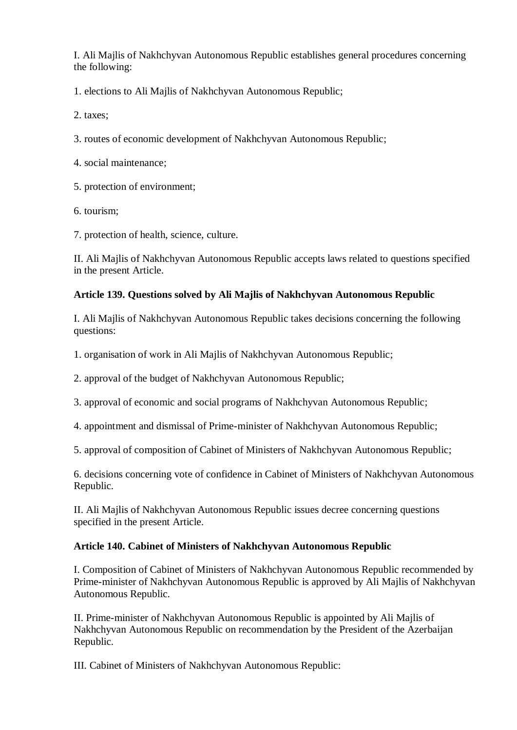I. Ali Majlis of Nakhchyvan Autonomous Republic establishes general procedures concerning the following:

1. elections to Ali Majlis of Nakhchyvan Autonomous Republic;

2. taxes;

3. routes of economic development of Nakhchyvan Autonomous Republic;

4. social maintenance;

5. protection of environment;

6. tourism;

7. protection of health, science, culture.

II. Ali Majlis of Nakhchyvan Autonomous Republic accepts laws related to questions specified in the present Article.

**Article 139. Questions solved by Ali Majlis of Nakhchyvan Autonomous Republic**

I. Ali Majlis of Nakhchyvan Autonomous Republic takes decisions concerning the following questions:

1. organisation of work in Ali Majlis of Nakhchyvan Autonomous Republic;

2. approval of the budget of Nakhchyvan Autonomous Republic;

3. approval of economic and social programs of Nakhchyvan Autonomous Republic;

4. appointment and dismissal of Prime-minister of Nakhchyvan Autonomous Republic;

5. approval of composition of Cabinet of Ministers of Nakhchyvan Autonomous Republic;

6. decisions concerning vote of confidence in Cabinet of Ministers of Nakhchyvan Autonomous Republic.

II. Ali Majlis of Nakhchyvan Autonomous Republic issues decree concerning questions specified in the present Article.

**Article 140. Cabinet of Ministers of Nakhchyvan Autonomous Republic**

I. Composition of Cabinet of Ministers of Nakhchyvan Autonomous Republic recommended by Prime-minister of Nakhchyvan Autonomous Republic is approved by Ali Majlis of Nakhchyvan Autonomous Republic.

II. Prime-minister of Nakhchyvan Autonomous Republic is appointed by Ali Majlis of Nakhchyvan Autonomous Republic on recommendation by the President of the Azerbaijan Republic.

III. Cabinet of Ministers of Nakhchyvan Autonomous Republic: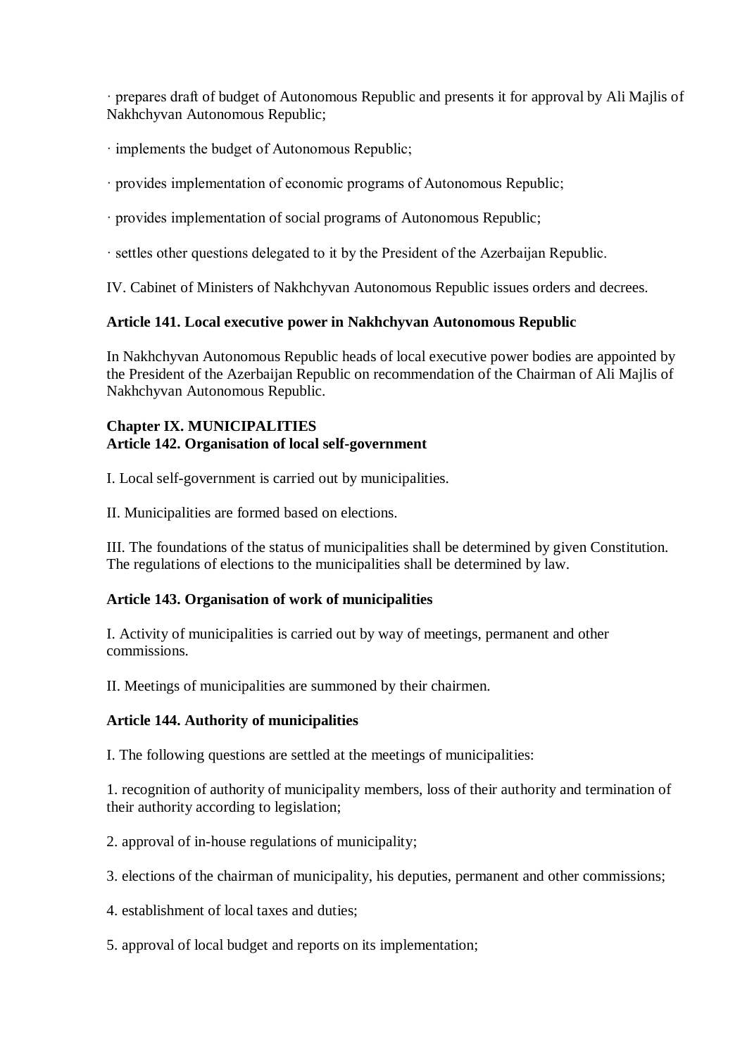· prepares draft of budget of Autonomous Republic and presents it for approval by Ali Majlis of Nakhchyvan Autonomous Republic;

· implements the budget of Autonomous Republic;

· provides implementation of economic programs of Autonomous Republic;

· provides implementation of social programs of Autonomous Republic;

· settles other questions delegated to it by the President of the Azerbaijan Republic.

IV. Cabinet of Ministers of Nakhchyvan Autonomous Republic issues orders and decrees.

**Article 141. Local executive power in Nakhchyvan Autonomous Republic**

In Nakhchyvan Autonomous Republic heads of local executive power bodies are appointed by the President of the Azerbaijan Republic on recommendation of the Chairman of Ali Majlis of Nakhchyvan Autonomous Republic.

## Chapter IX. MUNICIPALITIES

**Article 142. Organisation of local self-government**

I. Local self-government is carried out by municipalities.

II. Municipalities are formed based on elections.

III. The foundations of the status of municipalities shall be determined by given Constitution. The regulations of elections to the municipalities shall be determined by law.

**Article 143. Organisation of work of municipalities**

I. Activity of municipalities is carried out by way of meetings, permanent and other commissions.

II. Meetings of municipalities are summoned by their chairmen.

**Article 144. Authority of municipalities**

I. The following questions are settled at the meetings of municipalities:

1. recognition of authority of municipality members, loss of their authority and termination of their authority according to legislation;

2. approval of in-house regulations of municipality;

3. elections of the chairman of municipality, his deputies, permanent and other commissions;

4. establishment of local taxes and duties;

5. approval of local budget and reports on its implementation;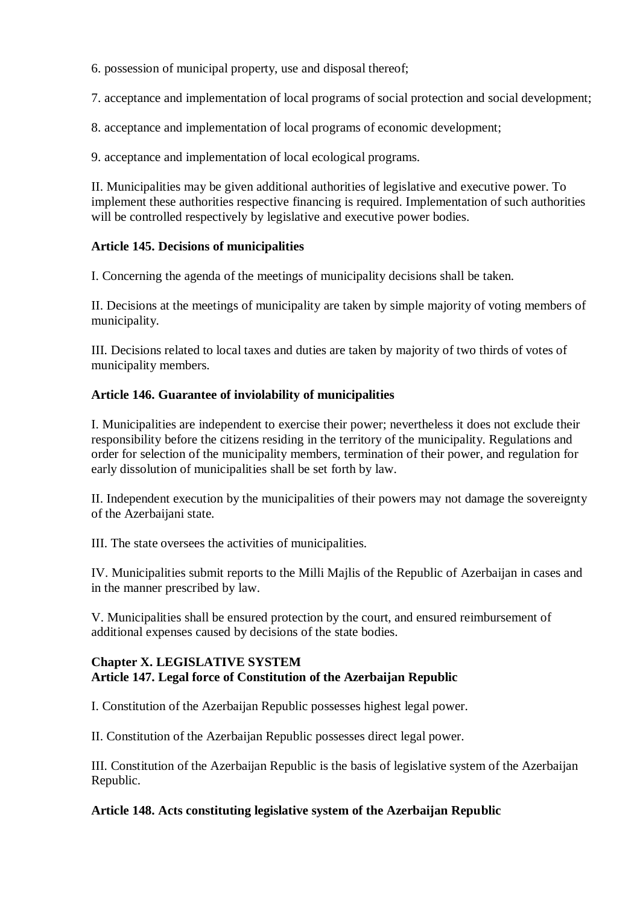6. possession of municipal property, use and disposal thereof;

7. acceptance and implementation of local programs of social protection and social development;

8. acceptance and implementation of local programs of economic development;

9. acceptance and implementation of local ecological programs.

II. Municipalities may be given additional authorities of legislative and executive power. To implement these authorities respective financing is required. Implementation of such authorities will be controlled respectively by legislative and executive power bodies.

**Article 145. Decisions of municipalities**

I. Concerning the agenda of the meetings of municipality decisions shall be taken.

II. Decisions at the meetings of municipality are taken by simple majority of voting members of municipality.

III. Decisions related to local taxes and duties are taken by majority of two thirds of votes of municipality members.

**Article 146. Guarantee of inviolability of municipalities**

I. Municipalities are independent to exercise their power; nevertheless it does not exclude their responsibility before the citizens residing in the territory of the municipality. Regulations and order for selection of the municipality members, termination of their power, and regulation for early dissolution of municipalities shall be set forth by law.

II. Independent execution by the municipalities of their powers may not damage the sovereignty of the Azerbaijani state.

III. The state oversees the activities of municipalities.

IV. Municipalities submit reports to the Milli Majlis of the Republic of Azerbaijan in cases and in the manner prescribed by law.

V. Municipalities shall be ensured protection by the court, and ensured reimbursement of additional expenses caused by decisions of the state bodies.

## Chapter X. LEGISLATIVE SYSTEM

**Article 147. Legal force of Constitution of the Azerbaijan Republic**

I. Constitution of the Azerbaijan Republic possesses highest legal power.

II. Constitution of the Azerbaijan Republic possesses direct legal power.

III. Constitution of the Azerbaijan Republic is the basis of legislative system of the Azerbaijan Republic.

**Article 148. Acts constituting legislative system of the Azerbaijan Republic**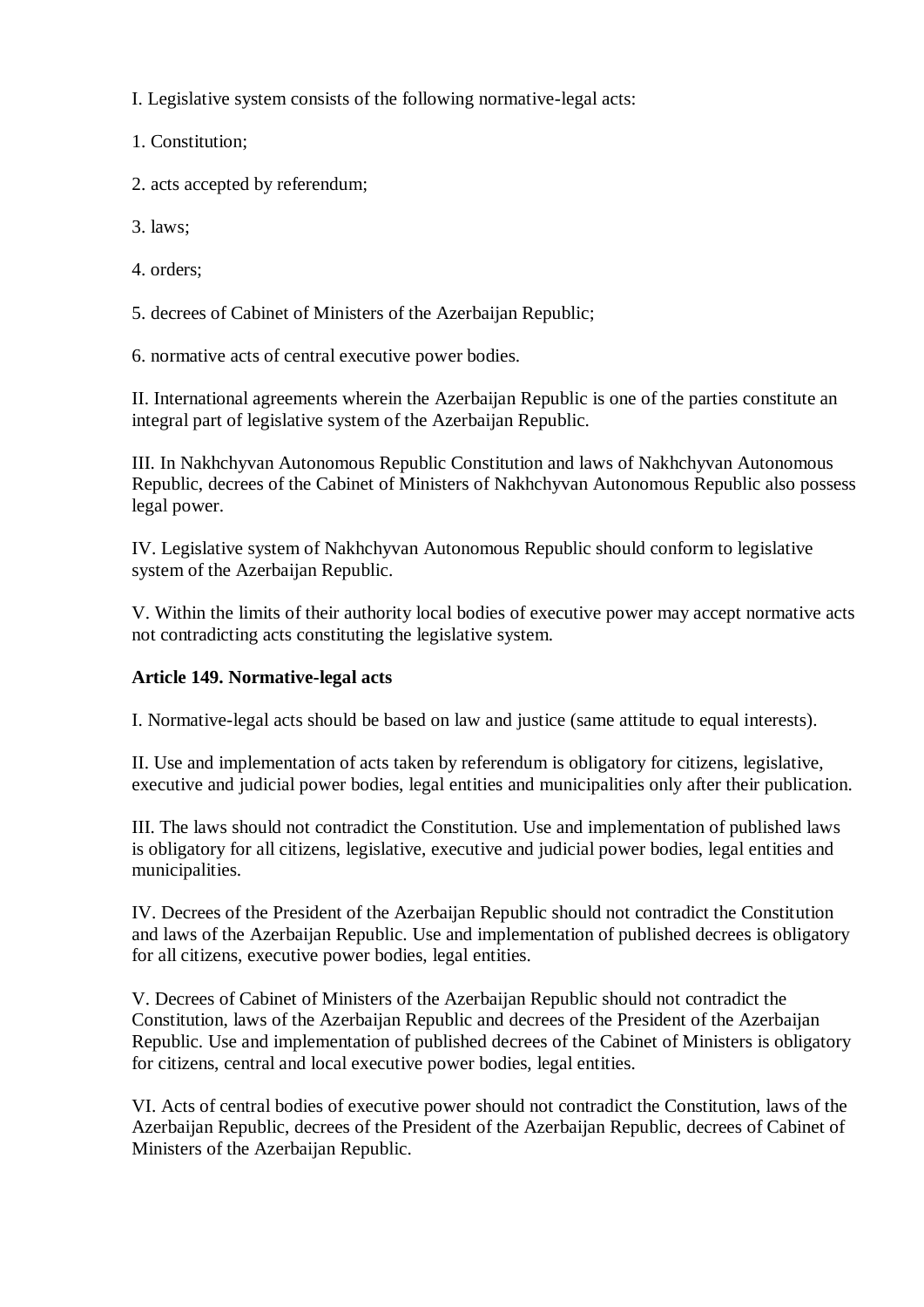I. Legislative system consists of the following normative-legal acts:

1. Constitution;

2. acts accepted by referendum;

3. laws;

4. orders;

5. decrees of Cabinet of Ministers of the Azerbaijan Republic;

6. normative acts of central executive power bodies.

II. International agreements wherein the Azerbaijan Republic is one of the parties constitute an integral part of legislative system of the Azerbaijan Republic.

III. In Nakhchyvan Autonomous Republic Constitution and laws of Nakhchyvan Autonomous Republic, decrees of the Cabinet of Ministers of Nakhchyvan Autonomous Republic also possess legal power.

IV. Legislative system of Nakhchyvan Autonomous Republic should conform to legislative system of the Azerbaijan Republic.

V. Within the limits of their authority local bodies of executive power may accept normative acts not contradicting acts constituting the legislative system.

**Article 149. Normative-legal acts**

I. Normative-legal acts should be based on law and justice (same attitude to equal interests).

II. Use and implementation of acts taken by referendum is obligatory for citizens, legislative, executive and judicial power bodies, legal entities and municipalities only after their publication.

III. The laws should not contradict the Constitution. Use and implementation of published laws is obligatory for all citizens, legislative, executive and judicial power bodies, legal entities and municipalities.

IV. Decrees of the President of the Azerbaijan Republic should not contradict the Constitution and laws of the Azerbaijan Republic. Use and implementation of published decrees is obligatory for all citizens, executive power bodies, legal entities.

V. Decrees of Cabinet of Ministers of the Azerbaijan Republic should not contradict the Constitution, laws of the Azerbaijan Republic and decrees of the President of the Azerbaijan Republic. Use and implementation of published decrees of the Cabinet of Ministers is obligatory for citizens, central and local executive power bodies, legal entities.

VI. Acts of central bodies of executive power should not contradict the Constitution, laws of the Azerbaijan Republic, decrees of the President of the Azerbaijan Republic, decrees of Cabinet of Ministers of the Azerbaijan Republic.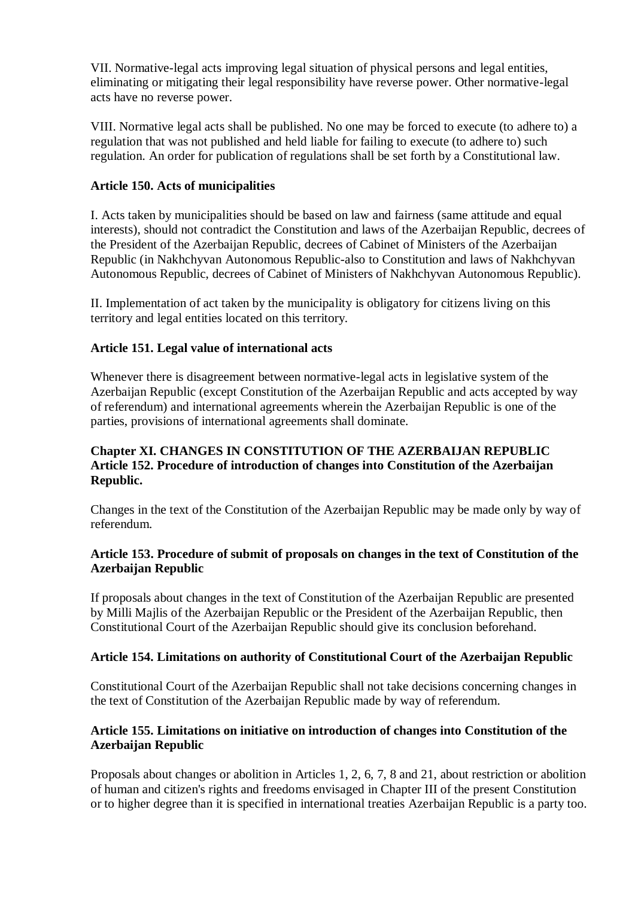VII. Normative-legal acts improving legal situation of physical persons and legal entities, eliminating or mitigating their legal responsibility have reverse power. Other normative-legal acts have no reverse power.

VIII. Normative legal acts shall be published. No one may be forced to execute (to adhere to) a regulation that was not published and held liable for failing to execute (to adhere to) such regulation. An order for publication of regulations shall be set forth by a Constitutional law.

**Article 150. Acts of municipalities**

I. Acts taken by municipalities should be based on law and fairness (same attitude and equal interests), should not contradict the Constitution and laws of the Azerbaijan Republic, decrees of the President of the Azerbaijan Republic, decrees of Cabinet of Ministers of the Azerbaijan Republic (in Nakhchyvan Autonomous Republic-also to Constitution and laws of Nakhchyvan Autonomous Republic, decrees of Cabinet of Ministers of Nakhchyvan Autonomous Republic).

II. Implementation of act taken by the municipality is obligatory for citizens living on this territory and legal entities located on this territory.

**Article 151. Legal value of international acts**

Whenever there is disagreement between normative-legal acts in legislative system of the Azerbaijan Republic (except Constitution of the Azerbaijan Republic and acts accepted by way of referendum) and international agreements wherein the Azerbaijan Republic is one of the parties, provisions of international agreements shall dominate.

## Chapter XI. CHANGES IN CONSTITUTION OF THE AZERBAIJAN REPUBLIC

**Article 152. Procedure of introduction of changes into Constitution of the Azerbaijan Republic.**

Changes in the text of the Constitution of the Azerbaijan Republic may be made only by way of referendum.

**Article 153. Procedure of submit of proposals on changes in the text of Constitution of the Azerbaijan Republic**

If proposals about changes in the text of Constitution of the Azerbaijan Republic are presented by Milli Majlis of the Azerbaijan Republic or the President of the Azerbaijan Republic, then Constitutional Court of the Azerbaijan Republic should give its conclusion beforehand.

**Article 154. Limitations on authority of Constitutional Court of the Azerbaijan Republic**

Constitutional Court of the Azerbaijan Republic shall not take decisions concerning changes in the text of Constitution of the Azerbaijan Republic made by way of referendum.

**Article 155. Limitations on initiative on introduction of changes into Constitution of the Azerbaijan Republic**

Proposals about changes or abolition in Articles 1, 2, 6, 7, 8 and 21, about restriction or abolition of human and citizen's rights and freedoms envisaged in Chapter III of the present Constitution or to higher degree than it is specified in international treaties Azerbaijan Republic is a party too.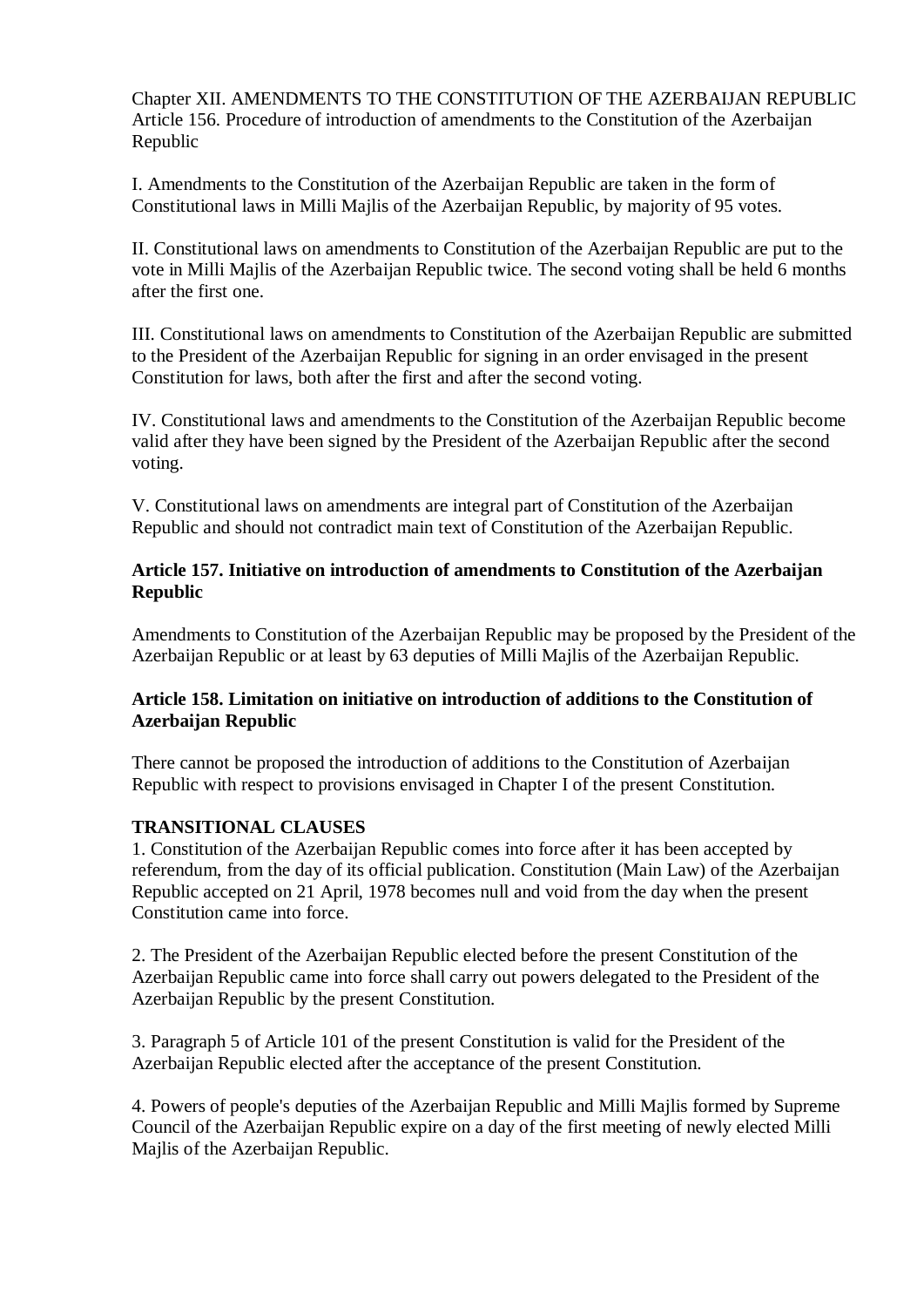Chapter XII. AMENDMENTS TO THE CONSTITUTION OF THE AZERBAIJAN REPUBLIC
Article 156. Procedure of introduction of amendments to the Constitution of the Azerbaijan Republic

I. Amendments to the Constitution of the Azerbaijan Republic are taken in the form of Constitutional laws in Milli Majlis of the Azerbaijan Republic, by majority of 95 votes.

II. Constitutional laws on amendments to Constitution of the Azerbaijan Republic are put to the vote in Milli Majlis of the Azerbaijan Republic twice. The second voting shall be held 6 months after the first one.

III. Constitutional laws on amendments to Constitution of the Azerbaijan Republic are submitted to the President of the Azerbaijan Republic for signing in an order envisaged in the present Constitution for laws, both after the first and after the second voting.

IV. Constitutional laws and amendments to the Constitution of the Azerbaijan Republic become valid after they have been signed by the President of the Azerbaijan Republic after the second voting.

V. Constitutional laws on amendments are integral part of Constitution of the Azerbaijan Republic and should not contradict main text of Constitution of the Azerbaijan Republic.

**Article 157. Initiative on introduction of amendments to Constitution of the Azerbaijan Republic**

Amendments to Constitution of the Azerbaijan Republic may be proposed by the President of the Azerbaijan Republic or at least by 63 deputies of Milli Majlis of the Azerbaijan Republic.

**Article 158. Limitation on initiative on introduction of additions to the Constitution of Azerbaijan Republic**

There cannot be proposed the introduction of additions to the Constitution of Azerbaijan Republic with respect to provisions envisaged in Chapter I of the present Constitution.

**TRANSITIONAL CLAUSES**

1. Constitution of the Azerbaijan Republic comes into force after it has been accepted by referendum, from the day of its official publication. Constitution (Main Law) of the Azerbaijan Republic accepted on 21 April, 1978 becomes null and void from the day when the present Constitution came into force.

2. The President of the Azerbaijan Republic elected before the present Constitution of the Azerbaijan Republic came into force shall carry out powers delegated to the President of the Azerbaijan Republic by the present Constitution.

3. Paragraph 5 of Article 101 of the present Constitution is valid for the President of the Azerbaijan Republic elected after the acceptance of the present Constitution.

4. Powers of people's deputies of the Azerbaijan Republic and Milli Majlis formed by Supreme Council of the Azerbaijan Republic expire on a day of the first meeting of newly elected Milli Majlis of the Azerbaijan Republic.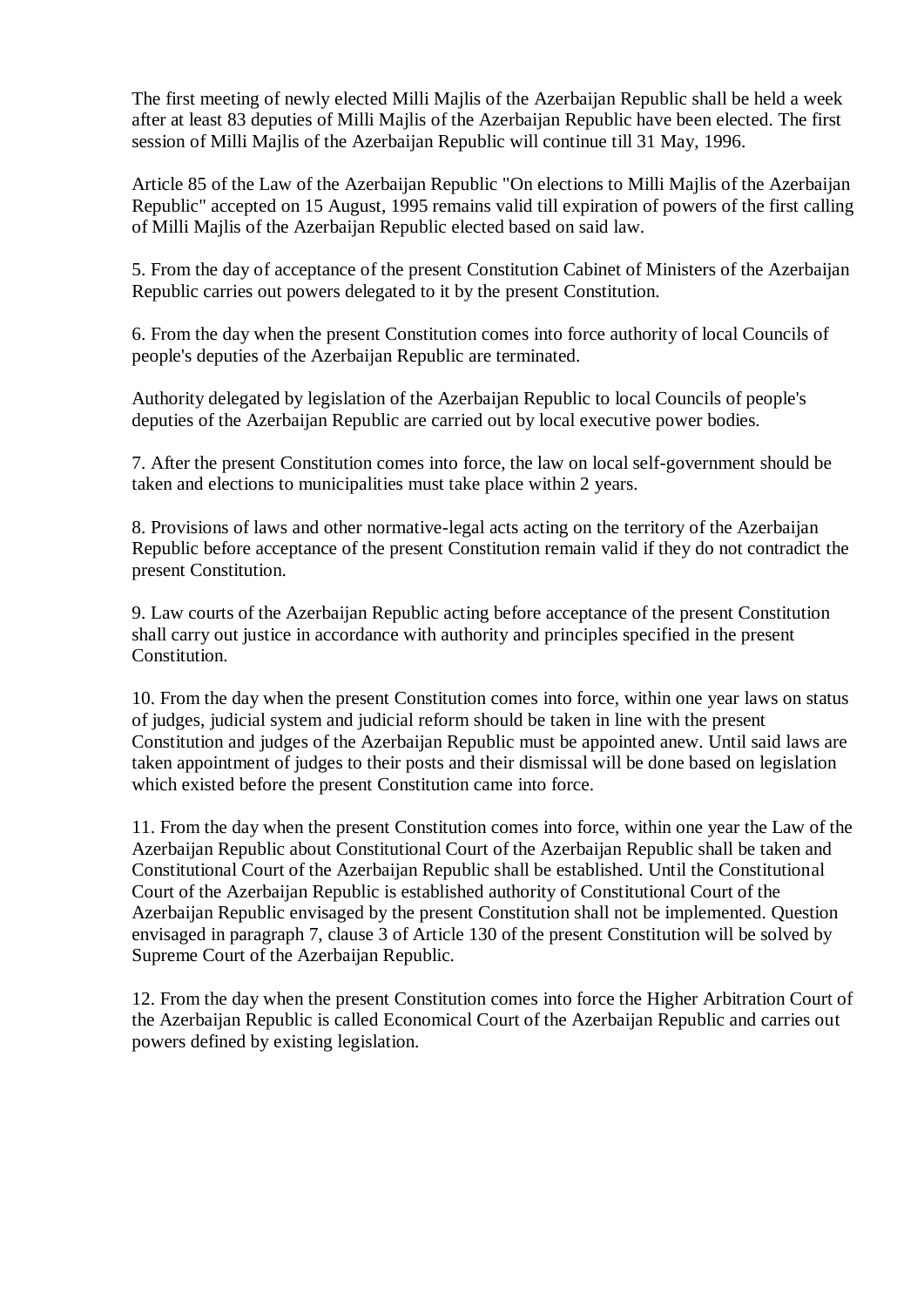The first meeting of newly elected Milli Majlis of the Azerbaijan Republic shall be held a week after at least 83 deputies of Milli Majlis of the Azerbaijan Republic have been elected. The first session of Milli Majlis of the Azerbaijan Republic will continue till 31 May, 1996.

Article 85 of the Law of the Azerbaijan Republic "On elections to Milli Majlis of the Azerbaijan Republic" accepted on 15 August, 1995 remains valid till expiration of powers of the first calling of Milli Majlis of the Azerbaijan Republic elected based on said law.

5. From the day of acceptance of the present Constitution Cabinet of Ministers of the Azerbaijan Republic carries out powers delegated to it by the present Constitution.

6. From the day when the present Constitution comes into force authority of local Councils of people's deputies of the Azerbaijan Republic are terminated.

Authority delegated by legislation of the Azerbaijan Republic to local Councils of people's deputies of the Azerbaijan Republic are carried out by local executive power bodies.

7. After the present Constitution comes into force, the law on local self-government should be taken and elections to municipalities must take place within 2 years.

8. Provisions of laws and other normative-legal acts acting on the territory of the Azerbaijan Republic before acceptance of the present Constitution remain valid if they do not contradict the present Constitution.

9. Law courts of the Azerbaijan Republic acting before acceptance of the present Constitution shall carry out justice in accordance with authority and principles specified in the present Constitution.

10. From the day when the present Constitution comes into force, within one year laws on status of judges, judicial system and judicial reform should be taken in line with the present Constitution and judges of the Azerbaijan Republic must be appointed anew. Until said laws are taken appointment of judges to their posts and their dismissal will be done based on legislation which existed before the present Constitution came into force.

11. From the day when the present Constitution comes into force, within one year the Law of the Azerbaijan Republic about Constitutional Court of the Azerbaijan Republic shall be taken and Constitutional Court of the Azerbaijan Republic shall be established. Until the Constitutional Court of the Azerbaijan Republic is established authority of Constitutional Court of the Azerbaijan Republic envisaged by the present Constitution shall not be implemented. Question envisaged in paragraph 7, clause 3 of Article 130 of the present Constitution will be solved by Supreme Court of the Azerbaijan Republic.

12. From the day when the present Constitution comes into force the Higher Arbitration Court of the Azerbaijan Republic is called Economical Court of the Azerbaijan Republic and carries out powers defined by existing legislation.